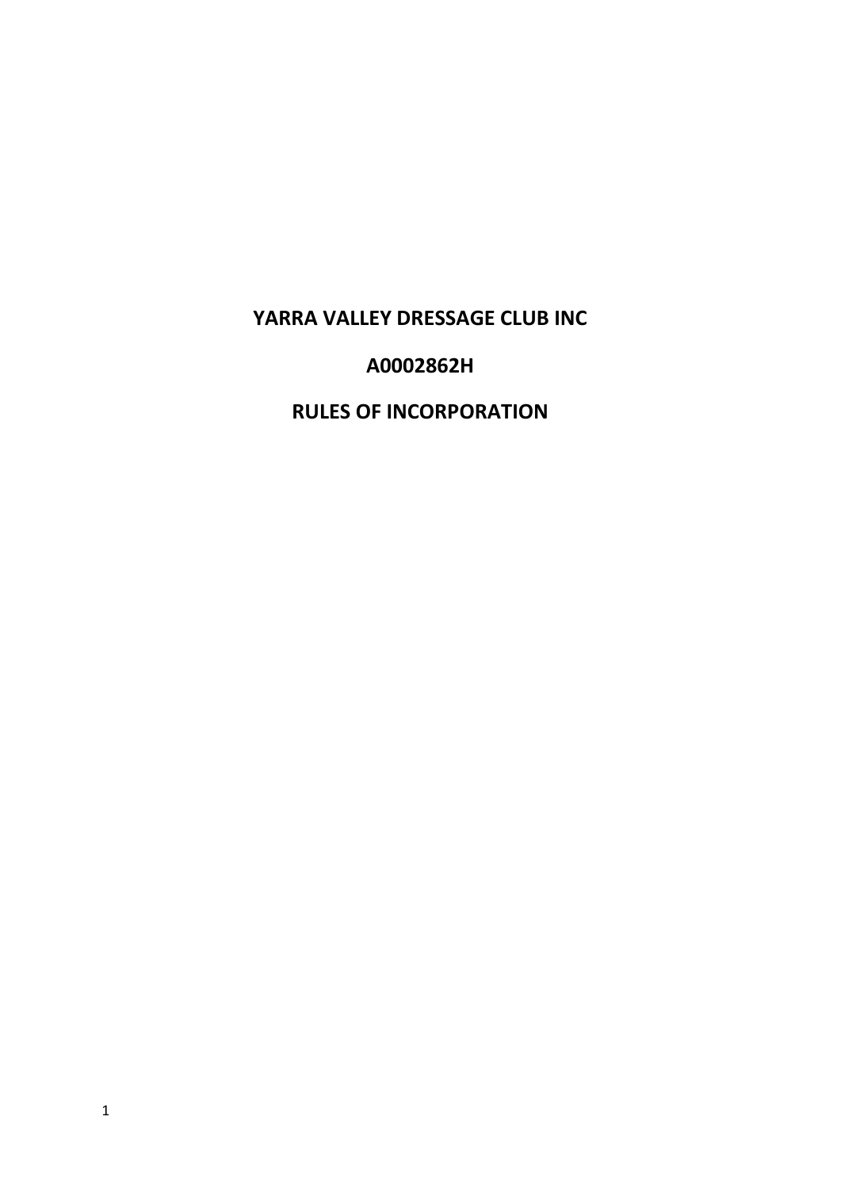# YARRA VALLEY DRESSAGE CLUB INC

## A0002862H

## RULES OF INCORPORATION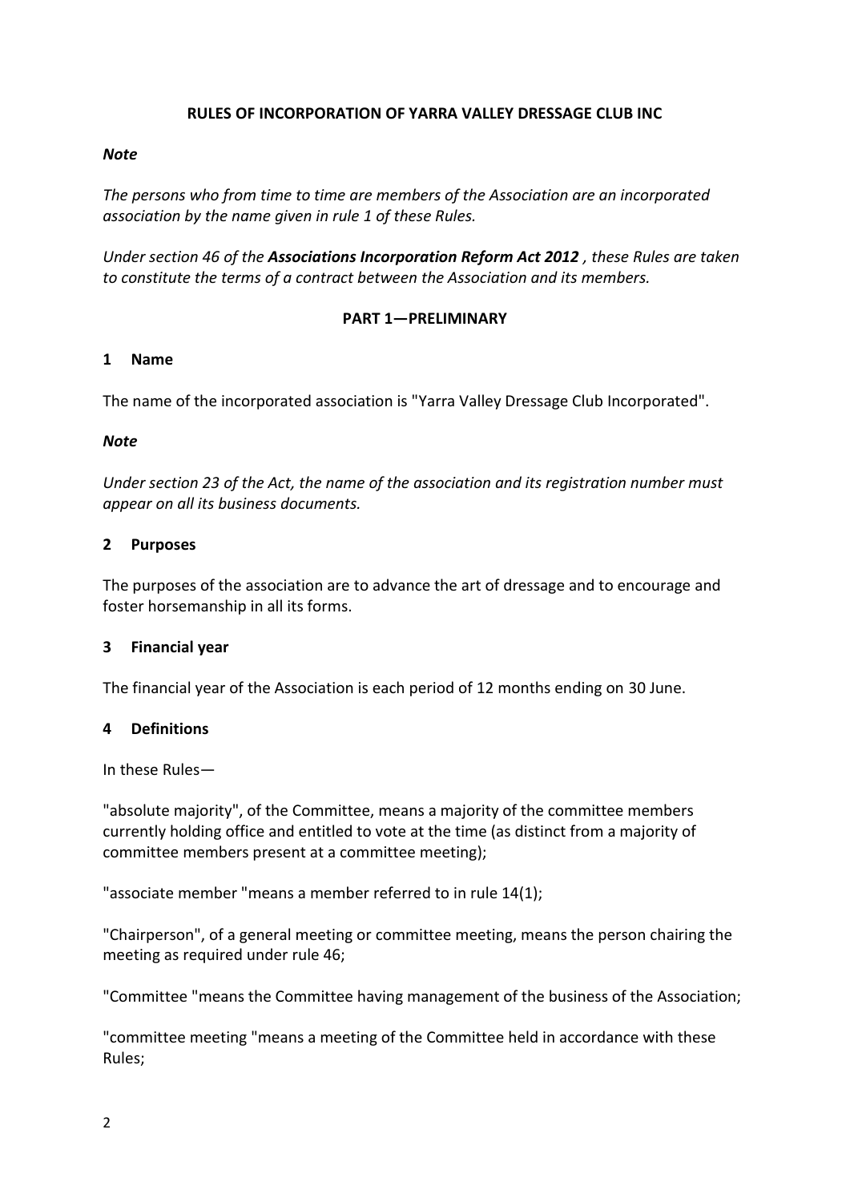**RULES OF INCORPORATION OF YARRA VALLEY DRESSAGE CLUB INC**

***Note***

*The persons who from time to time are members of the Association are an incorporated association by the name given in rule 1 of these Rules.*

*Under section 46 of the **Associations Incorporation Reform Act 2012** , these Rules are taken to constitute the terms of a contract between the Association and its members.*

**PART 1—PRELIMINARY**

**1 Name**

The name of the incorporated association is "Yarra Valley Dressage Club Incorporated".

***Note***

*Under section 23 of the Act, the name of the association and its registration number must appear on all its business documents.*

**2 Purposes**

The purposes of the association are to advance the art of dressage and to encourage and foster horsemanship in all its forms.

**3 Financial year**

The financial year of the Association is each period of 12 months ending on 30 June.

**4 Definitions**

In these Rules—

"absolute majority", of the Committee, means a majority of the committee members currently holding office and entitled to vote at the time (as distinct from a majority of committee members present at a committee meeting);

"associate member "means a member referred to in rule 14(1);

"Chairperson", of a general meeting or committee meeting, means the person chairing the meeting as required under rule 46;

"Committee "means the Committee having management of the business of the Association;

"committee meeting "means a meeting of the Committee held in accordance with these Rules;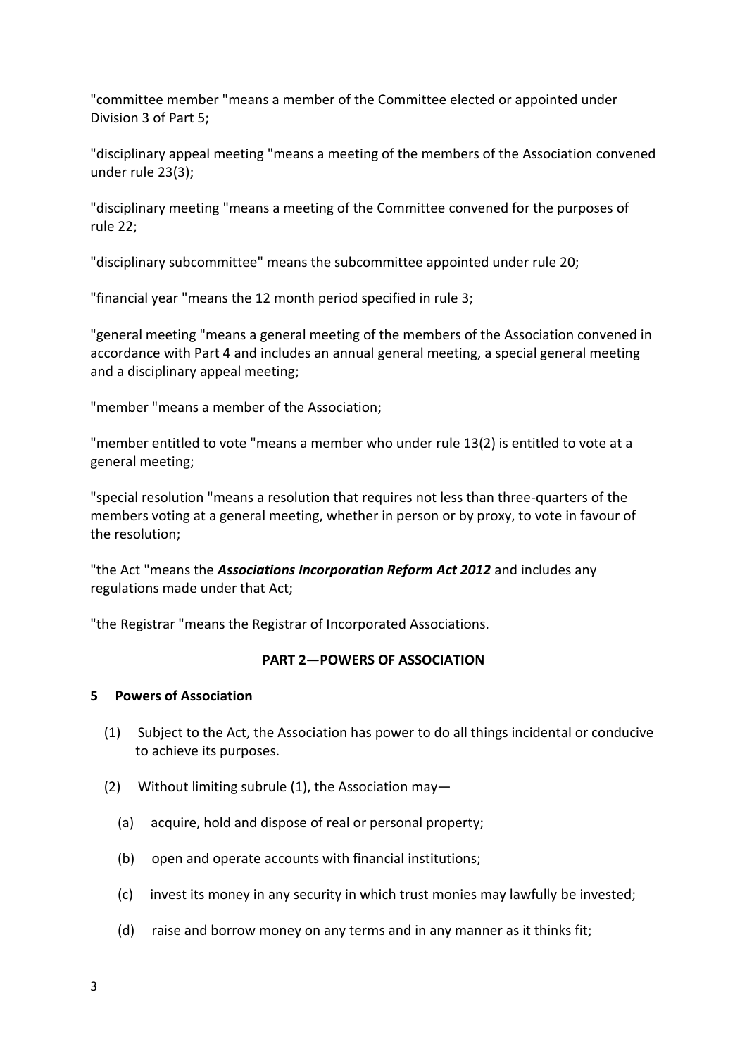"committee member "means a member of the Committee elected or appointed under Division 3 of Part 5;

"disciplinary appeal meeting "means a meeting of the members of the Association convened under rule 23(3);

"disciplinary meeting "means a meeting of the Committee convened for the purposes of rule 22;

"disciplinary subcommittee" means the subcommittee appointed under rule 20;

"financial year "means the 12 month period specified in rule 3;

"general meeting "means a general meeting of the members of the Association convened in accordance with Part 4 and includes an annual general meeting, a special general meeting and a disciplinary appeal meeting;

"member "means a member of the Association;

"member entitled to vote "means a member who under rule 13(2) is entitled to vote at a general meeting;

"special resolution "means a resolution that requires not less than three-quarters of the members voting at a general meeting, whether in person or by proxy, to vote in favour of the resolution;

"the Act "means the ***Associations Incorporation Reform Act 2012*** and includes any regulations made under that Act;

"the Registrar "means the Registrar of Incorporated Associations.

## PART 2—POWERS OF ASSOCIATION

### 5 Powers of Association

(1) Subject to the Act, the Association has power to do all things incidental or conducive to achieve its purposes.

(2) Without limiting subrule (1), the Association may—

(a) acquire, hold and dispose of real or personal property;

(b) open and operate accounts with financial institutions;

(c) invest its money in any security in which trust monies may lawfully be invested;

(d) raise and borrow money on any terms and in any manner as it thinks fit;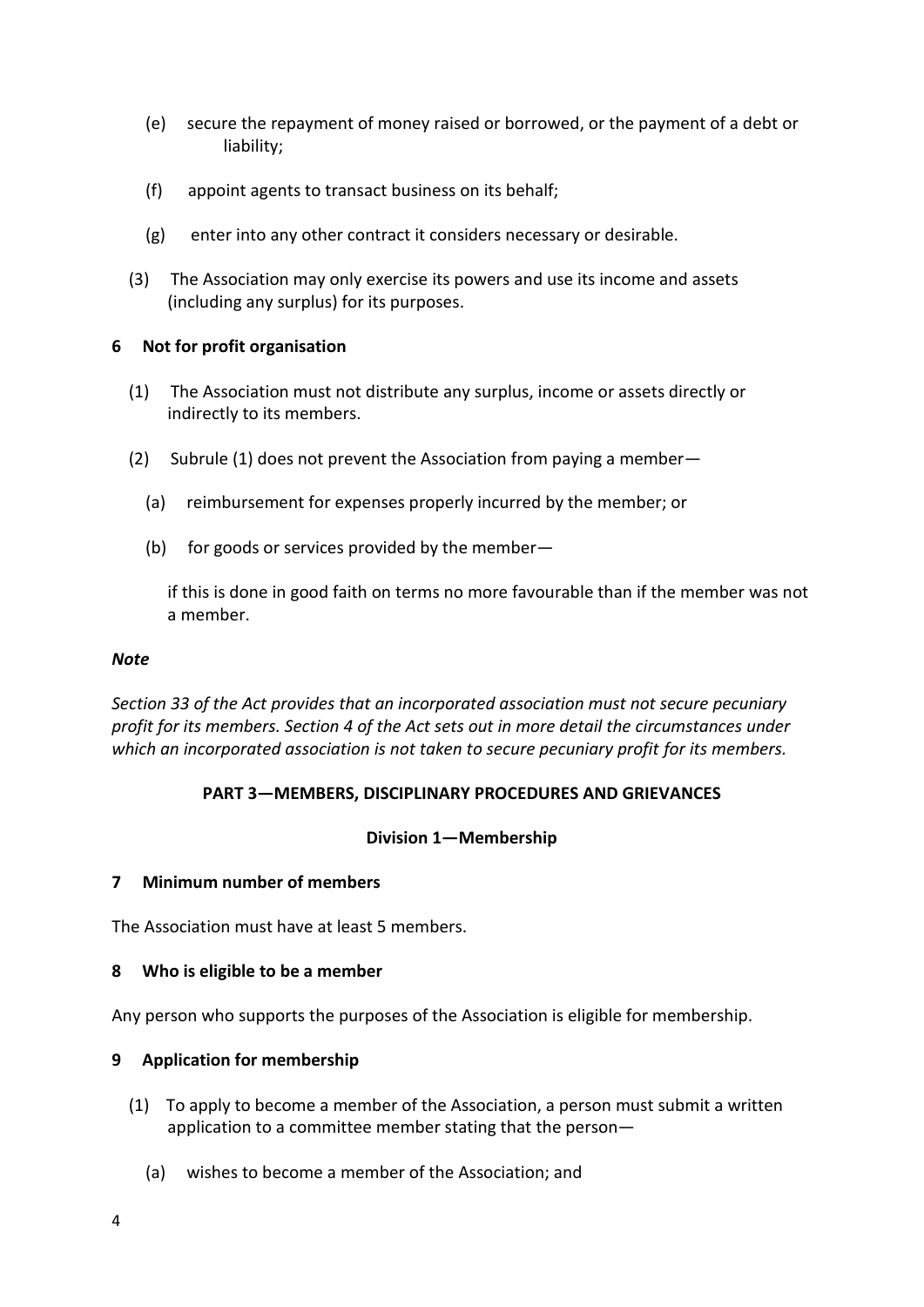(e) secure the repayment of money raised or borrowed, or the payment of a debt or liability;

(f) appoint agents to transact business on its behalf;

(g) enter into any other contract it considers necessary or desirable.

(3) The Association may only exercise its powers and use its income and assets (including any surplus) for its purposes.

**6 Not for profit organisation**

(1) The Association must not distribute any surplus, income or assets directly or indirectly to its members.

(2) Subrule (1) does not prevent the Association from paying a member—

(a) reimbursement for expenses properly incurred by the member; or

(b) for goods or services provided by the member—

if this is done in good faith on terms no more favourable than if the member was not a member.

***Note***

*Section 33 of the Act provides that an incorporated association must not secure pecuniary profit for its members. Section 4 of the Act sets out in more detail the circumstances under which an incorporated association is not taken to secure pecuniary profit for its members.*

## PART 3—MEMBERS, DISCIPLINARY PROCEDURES AND GRIEVANCES

### Division 1—Membership

**7 Minimum number of members**

The Association must have at least 5 members.

**8 Who is eligible to be a member**

Any person who supports the purposes of the Association is eligible for membership.

**9 Application for membership**

(1) To apply to become a member of the Association, a person must submit a written application to a committee member stating that the person—

(a) wishes to become a member of the Association; and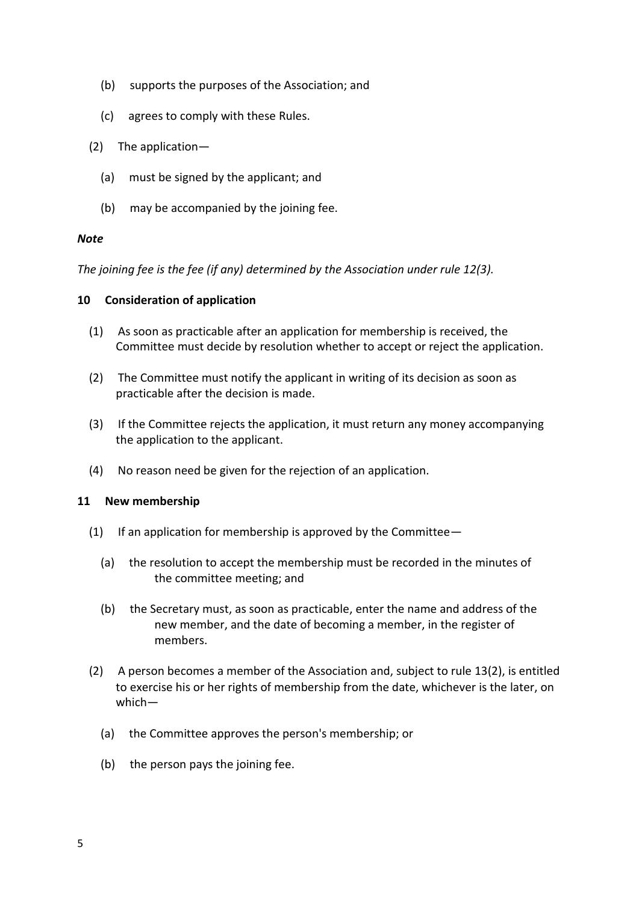(b) supports the purposes of the Association; and

(c) agrees to comply with these Rules.

(2) The application—

(a) must be signed by the applicant; and

(b) may be accompanied by the joining fee.

***Note***

*The joining fee is the fee (if any) determined by the Association under rule 12(3).*

**10 Consideration of application**

(1) As soon as practicable after an application for membership is received, the Committee must decide by resolution whether to accept or reject the application.

(2) The Committee must notify the applicant in writing of its decision as soon as practicable after the decision is made.

(3) If the Committee rejects the application, it must return any money accompanying the application to the applicant.

(4) No reason need be given for the rejection of an application.

**11 New membership**

(1) If an application for membership is approved by the Committee—

(a) the resolution to accept the membership must be recorded in the minutes of the committee meeting; and

(b) the Secretary must, as soon as practicable, enter the name and address of the new member, and the date of becoming a member, in the register of members.

(2) A person becomes a member of the Association and, subject to rule 13(2), is entitled to exercise his or her rights of membership from the date, whichever is the later, on which—

(a) the Committee approves the person's membership; or

(b) the person pays the joining fee.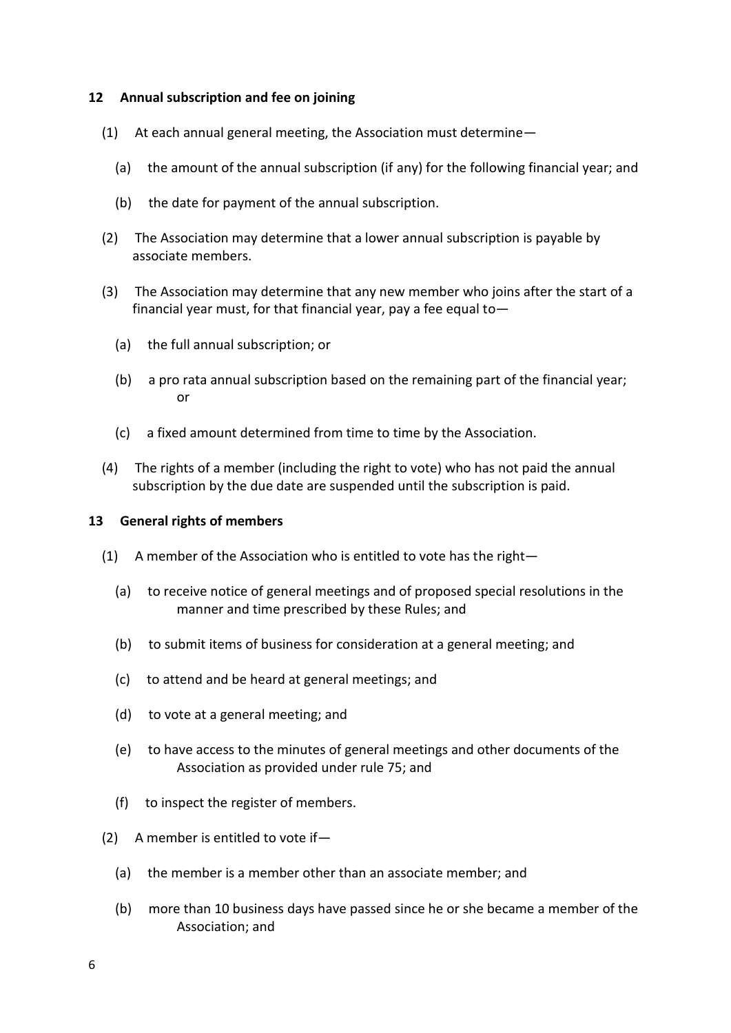### 12 Annual subscription and fee on joining

(1) At each annual general meeting, the Association must determine—

(a) the amount of the annual subscription (if any) for the following financial year; and

(b) the date for payment of the annual subscription.

(2) The Association may determine that a lower annual subscription is payable by associate members.

(3) The Association may determine that any new member who joins after the start of a financial year must, for that financial year, pay a fee equal to—

(a) the full annual subscription; or

(b) a pro rata annual subscription based on the remaining part of the financial year; or

(c) a fixed amount determined from time to time by the Association.

(4) The rights of a member (including the right to vote) who has not paid the annual subscription by the due date are suspended until the subscription is paid.

### 13 General rights of members

(1) A member of the Association who is entitled to vote has the right—

(a) to receive notice of general meetings and of proposed special resolutions in the manner and time prescribed by these Rules; and

(b) to submit items of business for consideration at a general meeting; and

(c) to attend and be heard at general meetings; and

(d) to vote at a general meeting; and

(e) to have access to the minutes of general meetings and other documents of the Association as provided under rule 75; and

(f) to inspect the register of members.

(2) A member is entitled to vote if—

(a) the member is a member other than an associate member; and

(b) more than 10 business days have passed since he or she became a member of the Association; and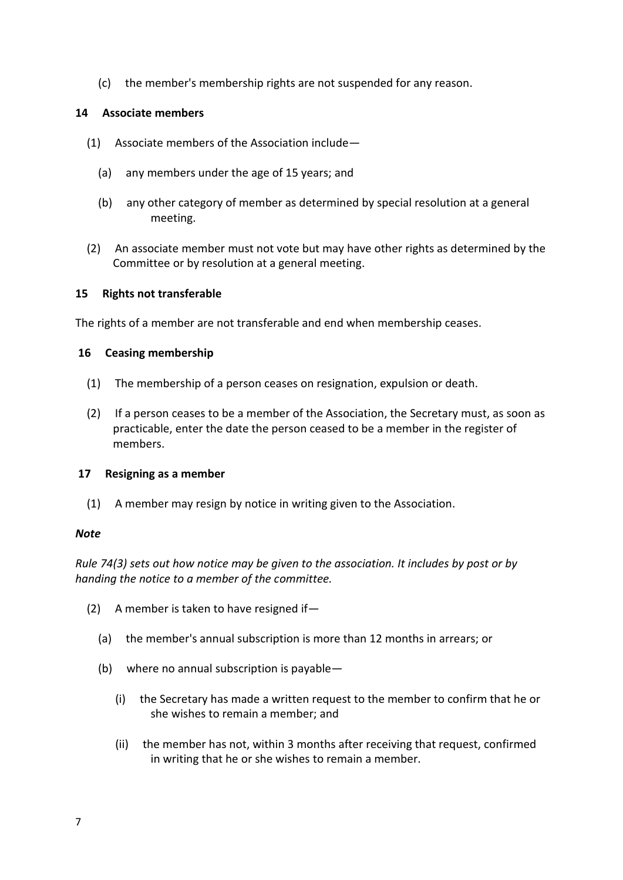(c) the member's membership rights are not suspended for any reason.

### 14 Associate members

(1) Associate members of the Association include—

(a) any members under the age of 15 years; and

(b) any other category of member as determined by special resolution at a general meeting.

(2) An associate member must not vote but may have other rights as determined by the Committee or by resolution at a general meeting.

### 15 Rights not transferable

The rights of a member are not transferable and end when membership ceases.

### 16 Ceasing membership

(1) The membership of a person ceases on resignation, expulsion or death.

(2) If a person ceases to be a member of the Association, the Secretary must, as soon as practicable, enter the date the person ceased to be a member in the register of members.

### 17 Resigning as a member

(1) A member may resign by notice in writing given to the Association.

***Note***

*Rule 74(3) sets out how notice may be given to the association. It includes by post or by handing the notice to a member of the committee.*

(2) A member is taken to have resigned if—

(a) the member's annual subscription is more than 12 months in arrears; or

(b) where no annual subscription is payable—

(i) the Secretary has made a written request to the member to confirm that he or she wishes to remain a member; and

(ii) the member has not, within 3 months after receiving that request, confirmed in writing that he or she wishes to remain a member.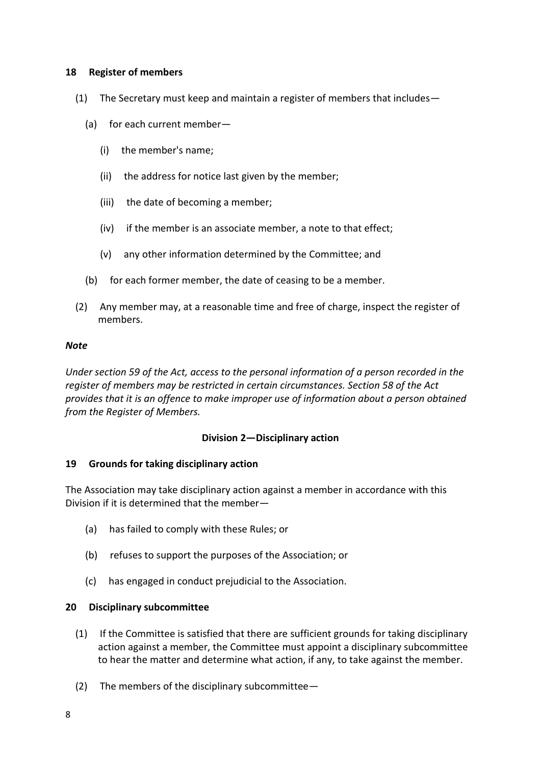### 18 Register of members

(1) The Secretary must keep and maintain a register of members that includes—

(a) for each current member—

(i) the member's name;

(ii) the address for notice last given by the member;

(iii) the date of becoming a member;

(iv) if the member is an associate member, a note to that effect;

(v) any other information determined by the Committee; and

(b) for each former member, the date of ceasing to be a member.

(2) Any member may, at a reasonable time and free of charge, inspect the register of members.

***Note***

*Under section 59 of the Act, access to the personal information of a person recorded in the register of members may be restricted in certain circumstances. Section 58 of the Act provides that it is an offence to make improper use of information about a person obtained from the Register of Members.*

## Division 2—Disciplinary action

### 19 Grounds for taking disciplinary action

The Association may take disciplinary action against a member in accordance with this Division if it is determined that the member—

(a) has failed to comply with these Rules; or

(b) refuses to support the purposes of the Association; or

(c) has engaged in conduct prejudicial to the Association.

### 20 Disciplinary subcommittee

(1) If the Committee is satisfied that there are sufficient grounds for taking disciplinary action against a member, the Committee must appoint a disciplinary subcommittee to hear the matter and determine what action, if any, to take against the member.

(2) The members of the disciplinary subcommittee—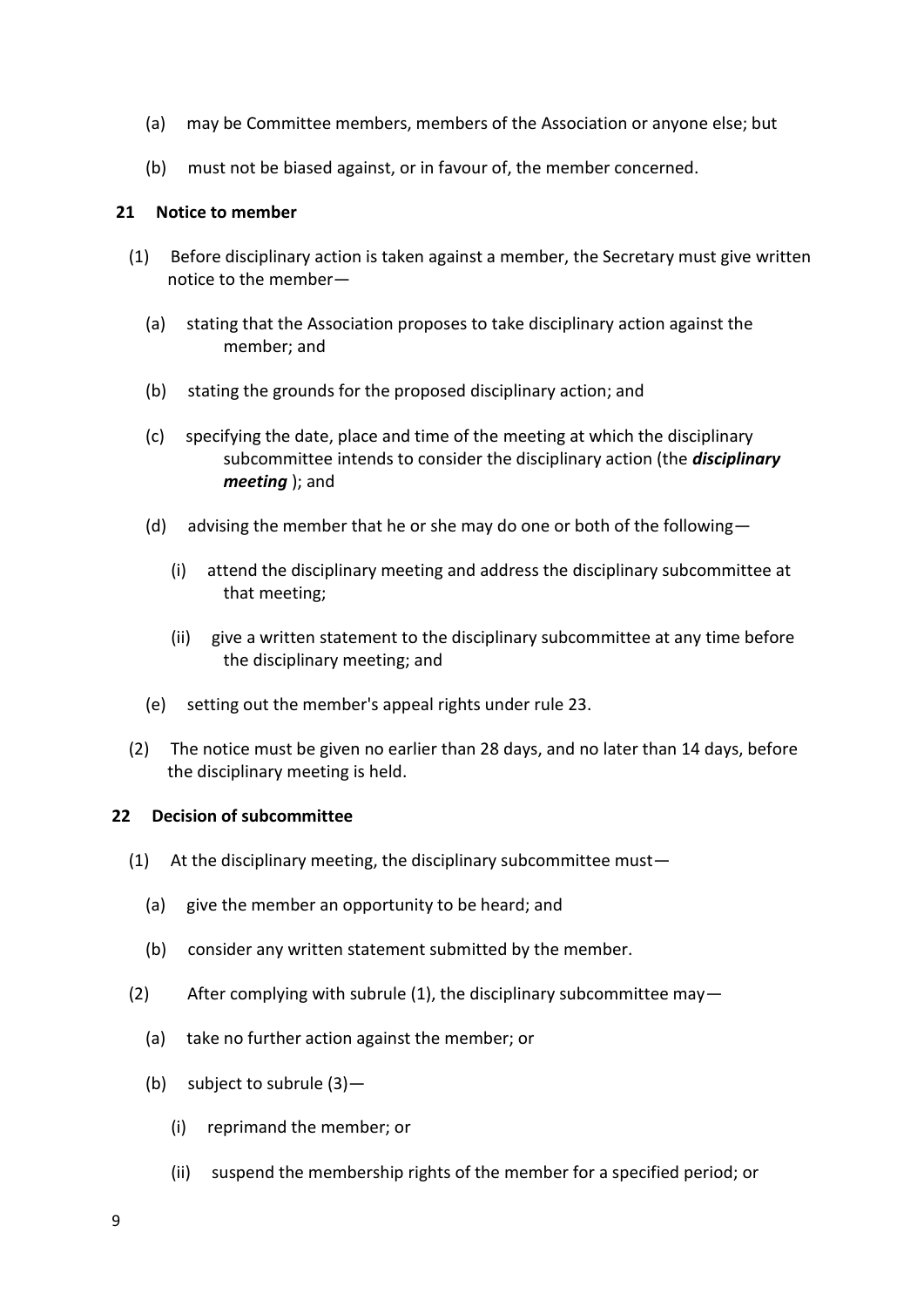(a) may be Committee members, members of the Association or anyone else; but

(b) must not be biased against, or in favour of, the member concerned.

### 21 Notice to member

(1) Before disciplinary action is taken against a member, the Secretary must give written notice to the member—

(a) stating that the Association proposes to take disciplinary action against the member; and

(b) stating the grounds for the proposed disciplinary action; and

(c) specifying the date, place and time of the meeting at which the disciplinary subcommittee intends to consider the disciplinary action (the ***disciplinary meeting*** ); and

(d) advising the member that he or she may do one or both of the following—

(i) attend the disciplinary meeting and address the disciplinary subcommittee at that meeting;

(ii) give a written statement to the disciplinary subcommittee at any time before the disciplinary meeting; and

(e) setting out the member's appeal rights under rule 23.

(2) The notice must be given no earlier than 28 days, and no later than 14 days, before the disciplinary meeting is held.

### 22 Decision of subcommittee

(1) At the disciplinary meeting, the disciplinary subcommittee must—

(a) give the member an opportunity to be heard; and

(b) consider any written statement submitted by the member.

(2) After complying with subrule (1), the disciplinary subcommittee may—

(a) take no further action against the member; or

(b) subject to subrule (3)—

(i) reprimand the member; or

(ii) suspend the membership rights of the member for a specified period; or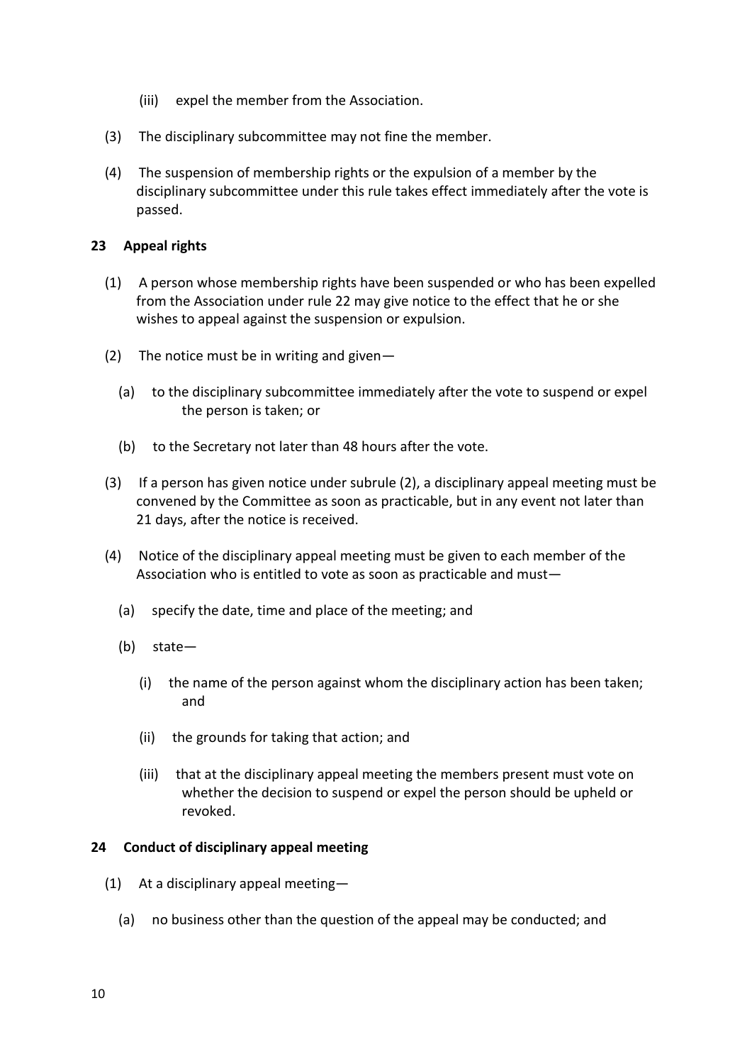(iii) expel the member from the Association.

(3) The disciplinary subcommittee may not fine the member.

(4) The suspension of membership rights or the expulsion of a member by the disciplinary subcommittee under this rule takes effect immediately after the vote is passed.

**23 Appeal rights**

(1) A person whose membership rights have been suspended or who has been expelled from the Association under rule 22 may give notice to the effect that he or she wishes to appeal against the suspension or expulsion.

(2) The notice must be in writing and given—

(a) to the disciplinary subcommittee immediately after the vote to suspend or expel the person is taken; or

(b) to the Secretary not later than 48 hours after the vote.

(3) If a person has given notice under subrule (2), a disciplinary appeal meeting must be convened by the Committee as soon as practicable, but in any event not later than 21 days, after the notice is received.

(4) Notice of the disciplinary appeal meeting must be given to each member of the Association who is entitled to vote as soon as practicable and must—

(a) specify the date, time and place of the meeting; and

(b) state—

(i) the name of the person against whom the disciplinary action has been taken; and

(ii) the grounds for taking that action; and

(iii) that at the disciplinary appeal meeting the members present must vote on whether the decision to suspend or expel the person should be upheld or revoked.

**24 Conduct of disciplinary appeal meeting**

(1) At a disciplinary appeal meeting—

(a) no business other than the question of the appeal may be conducted; and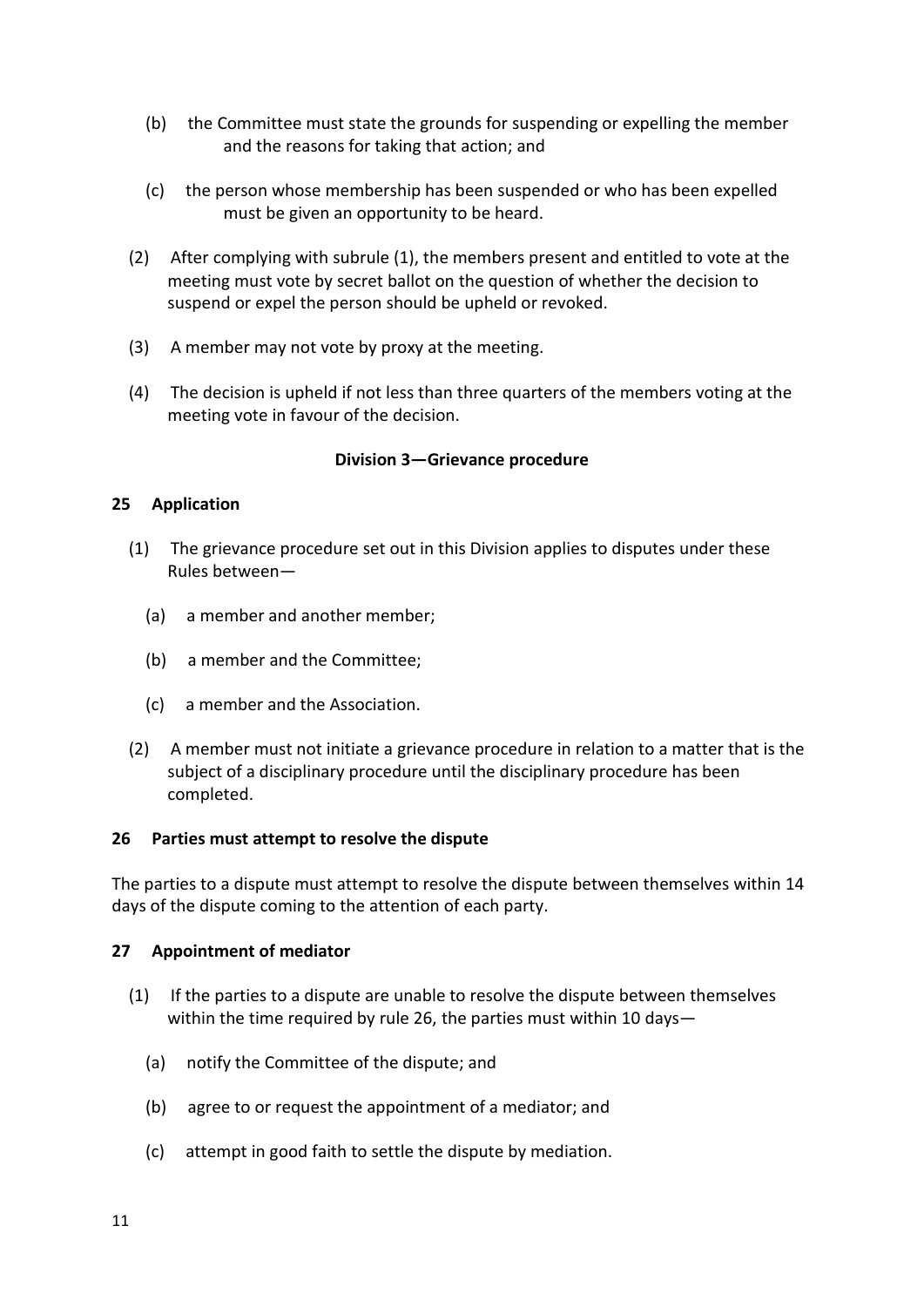(b) the Committee must state the grounds for suspending or expelling the member and the reasons for taking that action; and

(c) the person whose membership has been suspended or who has been expelled must be given an opportunity to be heard.

(2) After complying with subrule (1), the members present and entitled to vote at the meeting must vote by secret ballot on the question of whether the decision to suspend or expel the person should be upheld or revoked.

(3) A member may not vote by proxy at the meeting.

(4) The decision is upheld if not less than three quarters of the members voting at the meeting vote in favour of the decision.

**Division 3—Grievance procedure**

**25 Application**

(1) The grievance procedure set out in this Division applies to disputes under these Rules between—

(a) a member and another member;

(b) a member and the Committee;

(c) a member and the Association.

(2) A member must not initiate a grievance procedure in relation to a matter that is the subject of a disciplinary procedure until the disciplinary procedure has been completed.

**26 Parties must attempt to resolve the dispute**

The parties to a dispute must attempt to resolve the dispute between themselves within 14 days of the dispute coming to the attention of each party.

**27 Appointment of mediator**

(1) If the parties to a dispute are unable to resolve the dispute between themselves within the time required by rule 26, the parties must within 10 days—

(a) notify the Committee of the dispute; and

(b) agree to or request the appointment of a mediator; and

(c) attempt in good faith to settle the dispute by mediation.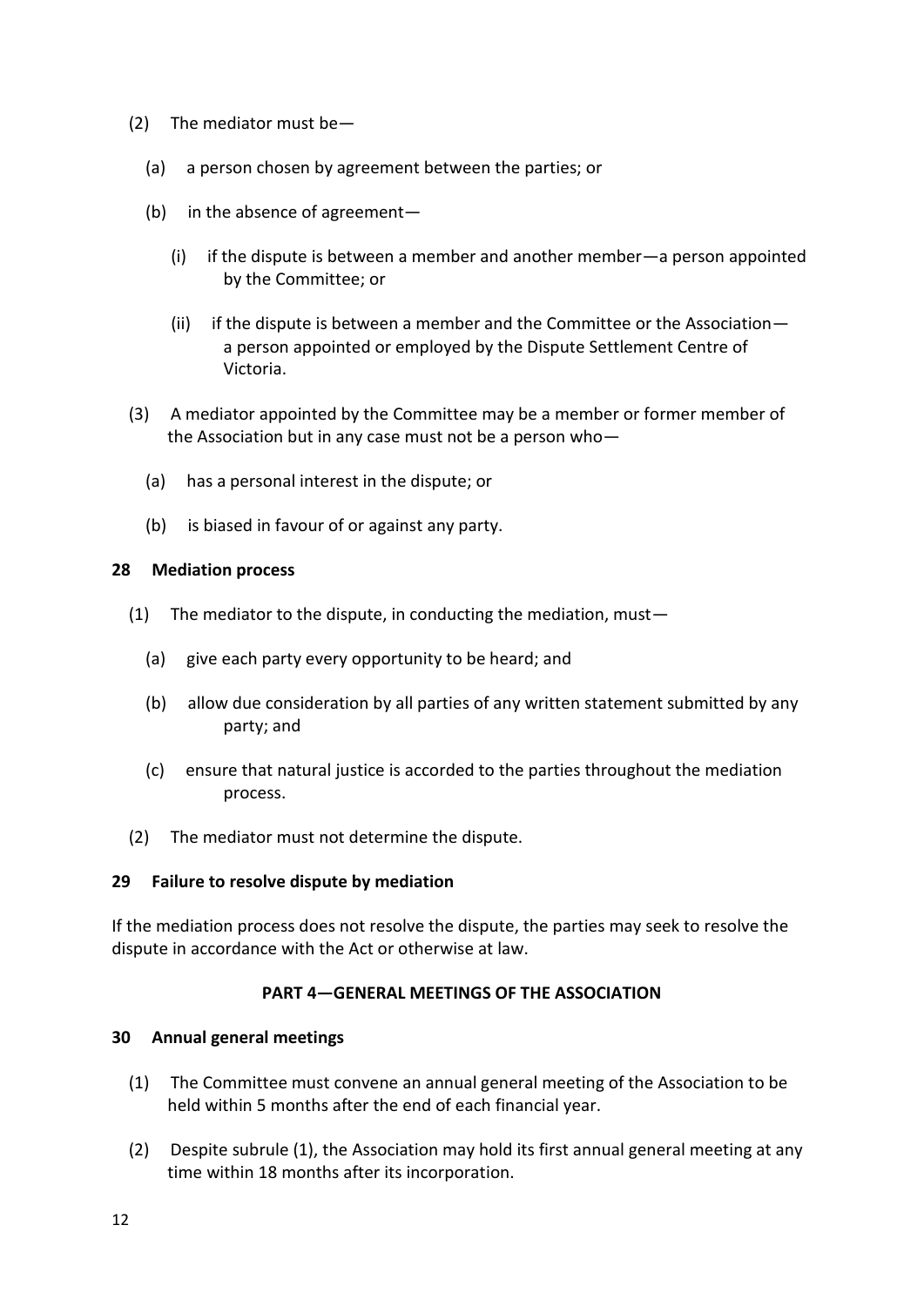(2) The mediator must be—

(a) a person chosen by agreement between the parties; or

(b) in the absence of agreement—

(i) if the dispute is between a member and another member—a person appointed by the Committee; or

(ii) if the dispute is between a member and the Committee or the Association—a person appointed or employed by the Dispute Settlement Centre of Victoria.

(3) A mediator appointed by the Committee may be a member or former member of the Association but in any case must not be a person who—

(a) has a personal interest in the dispute; or

(b) is biased in favour of or against any party.

**28 Mediation process**

(1) The mediator to the dispute, in conducting the mediation, must—

(a) give each party every opportunity to be heard; and

(b) allow due consideration by all parties of any written statement submitted by any party; and

(c) ensure that natural justice is accorded to the parties throughout the mediation process.

(2) The mediator must not determine the dispute.

**29 Failure to resolve dispute by mediation**

If the mediation process does not resolve the dispute, the parties may seek to resolve the dispute in accordance with the Act or otherwise at law.

## PART 4—GENERAL MEETINGS OF THE ASSOCIATION

**30 Annual general meetings**

(1) The Committee must convene an annual general meeting of the Association to be held within 5 months after the end of each financial year.

(2) Despite subrule (1), the Association may hold its first annual general meeting at any time within 18 months after its incorporation.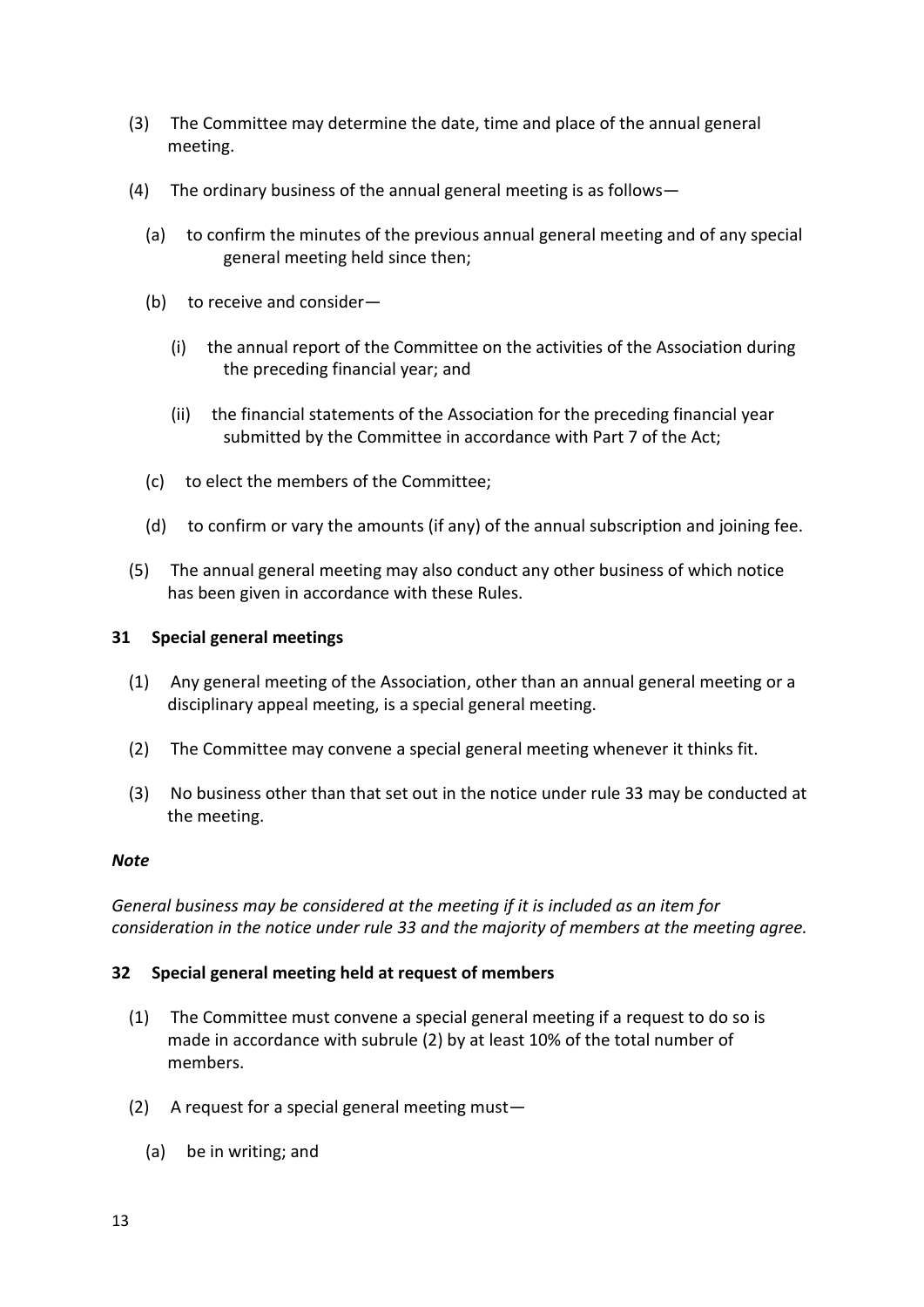(3) The Committee may determine the date, time and place of the annual general meeting.

(4) The ordinary business of the annual general meeting is as follows—

   (a) to confirm the minutes of the previous annual general meeting and of any special general meeting held since then;

   (b) to receive and consider—

      (i) the annual report of the Committee on the activities of the Association during the preceding financial year; and

      (ii) the financial statements of the Association for the preceding financial year submitted by the Committee in accordance with Part 7 of the Act;

   (c) to elect the members of the Committee;

   (d) to confirm or vary the amounts (if any) of the annual subscription and joining fee.

(5) The annual general meeting may also conduct any other business of which notice has been given in accordance with these Rules.

### 31 Special general meetings

(1) Any general meeting of the Association, other than an annual general meeting or a disciplinary appeal meeting, is a special general meeting.

(2) The Committee may convene a special general meeting whenever it thinks fit.

(3) No business other than that set out in the notice under rule 33 may be conducted at the meeting.

***Note***

*General business may be considered at the meeting if it is included as an item for consideration in the notice under rule 33 and the majority of members at the meeting agree.*

### 32 Special general meeting held at request of members

(1) The Committee must convene a special general meeting if a request to do so is made in accordance with subrule (2) by at least 10% of the total number of members.

(2) A request for a special general meeting must—

   (a) be in writing; and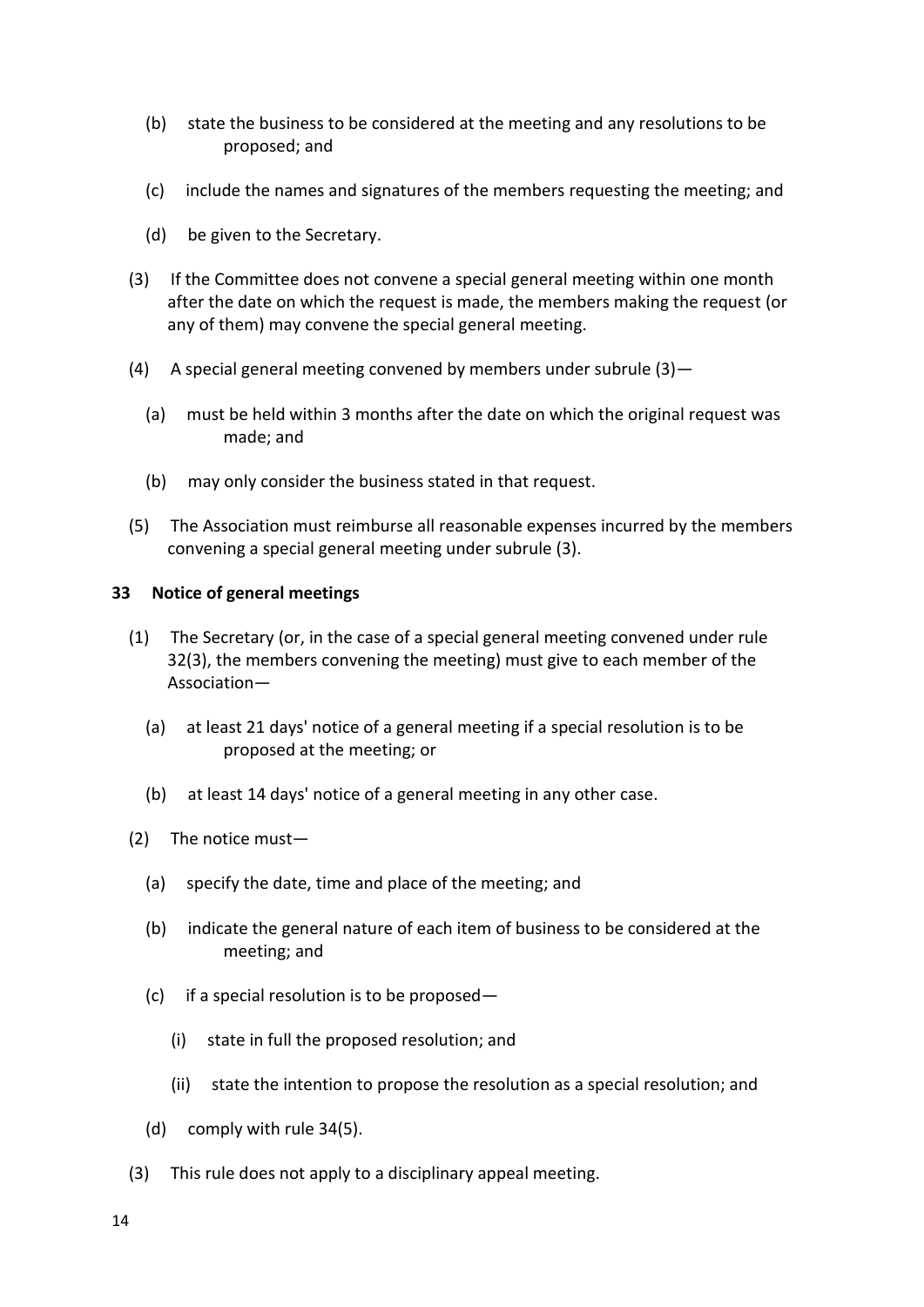(b) state the business to be considered at the meeting and any resolutions to be proposed; and

(c) include the names and signatures of the members requesting the meeting; and

(d) be given to the Secretary.

(3) If the Committee does not convene a special general meeting within one month after the date on which the request is made, the members making the request (or any of them) may convene the special general meeting.

(4) A special general meeting convened by members under subrule (3)—

(a) must be held within 3 months after the date on which the original request was made; and

(b) may only consider the business stated in that request.

(5) The Association must reimburse all reasonable expenses incurred by the members convening a special general meeting under subrule (3).

**33 Notice of general meetings**

(1) The Secretary (or, in the case of a special general meeting convened under rule 32(3), the members convening the meeting) must give to each member of the Association—

(a) at least 21 days' notice of a general meeting if a special resolution is to be proposed at the meeting; or

(b) at least 14 days' notice of a general meeting in any other case.

(2) The notice must—

(a) specify the date, time and place of the meeting; and

(b) indicate the general nature of each item of business to be considered at the meeting; and

(c) if a special resolution is to be proposed—

(i) state in full the proposed resolution; and

(ii) state the intention to propose the resolution as a special resolution; and

(d) comply with rule 34(5).

(3) This rule does not apply to a disciplinary appeal meeting.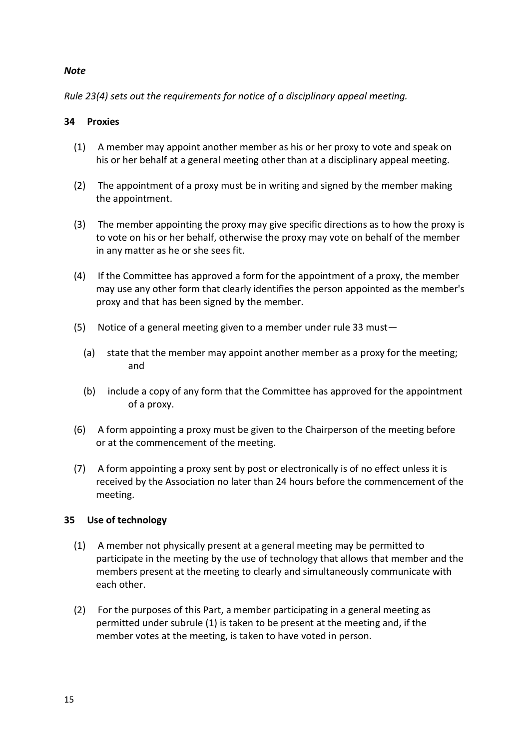***Note***

*Rule 23(4) sets out the requirements for notice of a disciplinary appeal meeting.*

## 34 Proxies

(1) A member may appoint another member as his or her proxy to vote and speak on his or her behalf at a general meeting other than at a disciplinary appeal meeting.

(2) The appointment of a proxy must be in writing and signed by the member making the appointment.

(3) The member appointing the proxy may give specific directions as to how the proxy is to vote on his or her behalf, otherwise the proxy may vote on behalf of the member in any matter as he or she sees fit.

(4) If the Committee has approved a form for the appointment of a proxy, the member may use any other form that clearly identifies the person appointed as the member's proxy and that has been signed by the member.

(5) Notice of a general meeting given to a member under rule 33 must—

(a) state that the member may appoint another member as a proxy for the meeting; and

(b) include a copy of any form that the Committee has approved for the appointment of a proxy.

(6) A form appointing a proxy must be given to the Chairperson of the meeting before or at the commencement of the meeting.

(7) A form appointing a proxy sent by post or electronically is of no effect unless it is received by the Association no later than 24 hours before the commencement of the meeting.

## 35 Use of technology

(1) A member not physically present at a general meeting may be permitted to participate in the meeting by the use of technology that allows that member and the members present at the meeting to clearly and simultaneously communicate with each other.

(2) For the purposes of this Part, a member participating in a general meeting as permitted under subrule (1) is taken to be present at the meeting and, if the member votes at the meeting, is taken to have voted in person.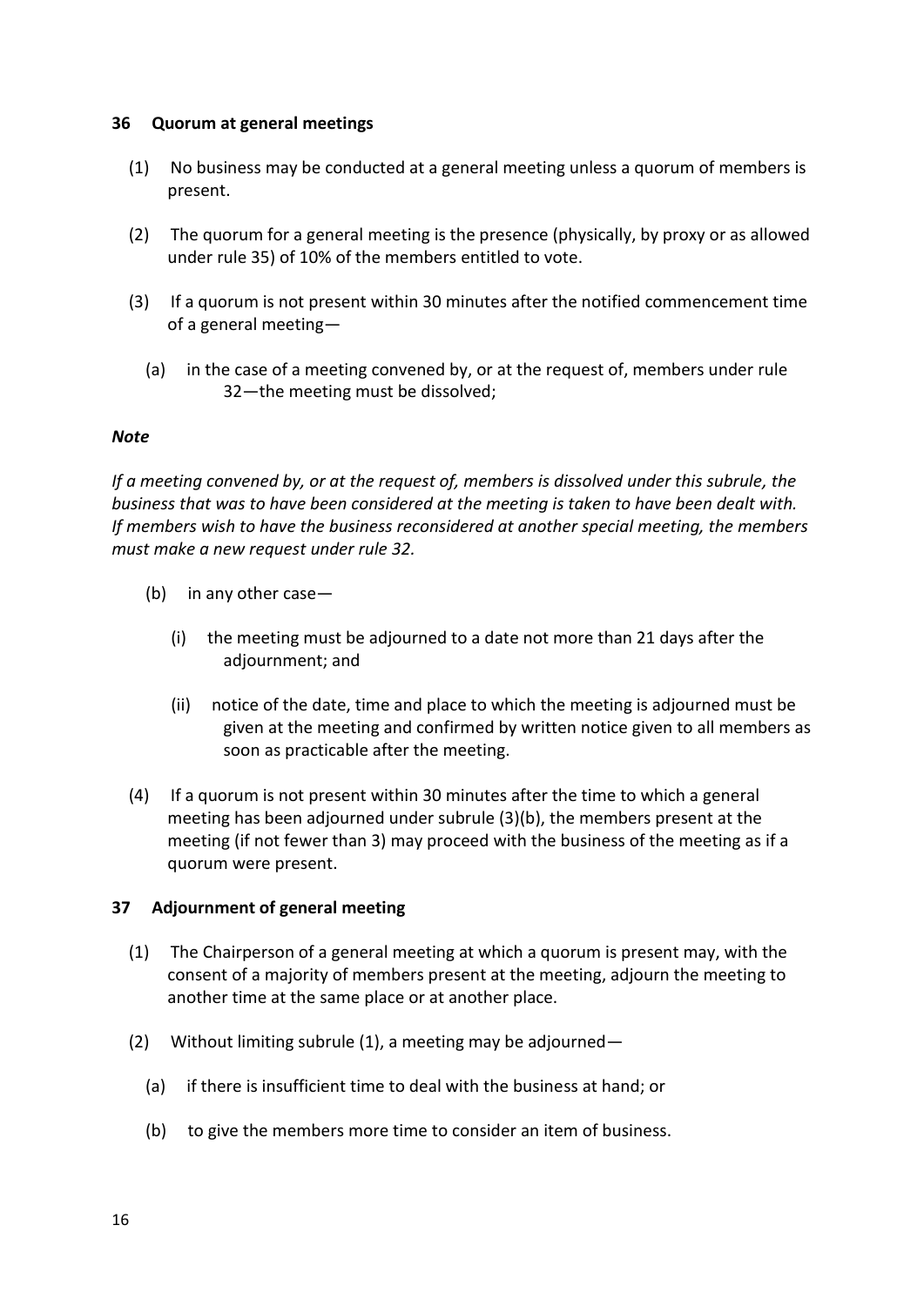### 36 Quorum at general meetings

(1) No business may be conducted at a general meeting unless a quorum of members is present.

(2) The quorum for a general meeting is the presence (physically, by proxy or as allowed under rule 35) of 10% of the members entitled to vote.

(3) If a quorum is not present within 30 minutes after the notified commencement time of a general meeting—

(a) in the case of a meeting convened by, or at the request of, members under rule 32—the meeting must be dissolved;

***Note***

*If a meeting convened by, or at the request of, members is dissolved under this subrule, the business that was to have been considered at the meeting is taken to have been dealt with. If members wish to have the business reconsidered at another special meeting, the members must make a new request under rule 32.*

(b) in any other case—

(i) the meeting must be adjourned to a date not more than 21 days after the adjournment; and

(ii) notice of the date, time and place to which the meeting is adjourned must be given at the meeting and confirmed by written notice given to all members as soon as practicable after the meeting.

(4) If a quorum is not present within 30 minutes after the time to which a general meeting has been adjourned under subrule (3)(b), the members present at the meeting (if not fewer than 3) may proceed with the business of the meeting as if a quorum were present.

### 37 Adjournment of general meeting

(1) The Chairperson of a general meeting at which a quorum is present may, with the consent of a majority of members present at the meeting, adjourn the meeting to another time at the same place or at another place.

(2) Without limiting subrule (1), a meeting may be adjourned—

(a) if there is insufficient time to deal with the business at hand; or

(b) to give the members more time to consider an item of business.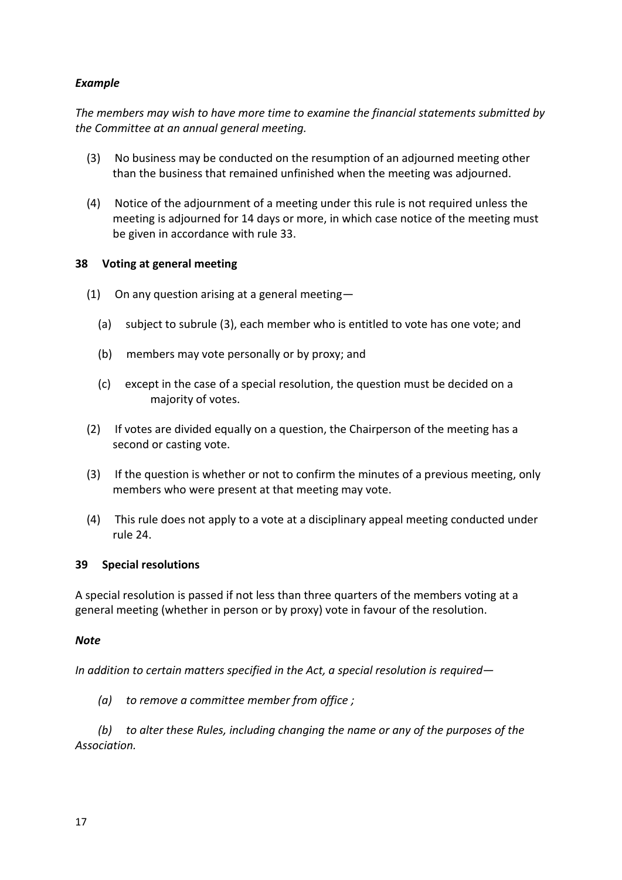***Example***

*The members may wish to have more time to examine the financial statements submitted by the Committee at an annual general meeting.*

(3) No business may be conducted on the resumption of an adjourned meeting other than the business that remained unfinished when the meeting was adjourned.

(4) Notice of the adjournment of a meeting under this rule is not required unless the meeting is adjourned for 14 days or more, in which case notice of the meeting must be given in accordance with rule 33.

### 38 Voting at general meeting

(1) On any question arising at a general meeting—

(a) subject to subrule (3), each member who is entitled to vote has one vote; and

(b) members may vote personally or by proxy; and

(c) except in the case of a special resolution, the question must be decided on a majority of votes.

(2) If votes are divided equally on a question, the Chairperson of the meeting has a second or casting vote.

(3) If the question is whether or not to confirm the minutes of a previous meeting, only members who were present at that meeting may vote.

(4) This rule does not apply to a vote at a disciplinary appeal meeting conducted under rule 24.

### 39 Special resolutions

A special resolution is passed if not less than three quarters of the members voting at a general meeting (whether in person or by proxy) vote in favour of the resolution.

***Note***

*In addition to certain matters specified in the Act, a special resolution is required—*

*(a) to remove a committee member from office ;*

*(b) to alter these Rules, including changing the name or any of the purposes of the Association.*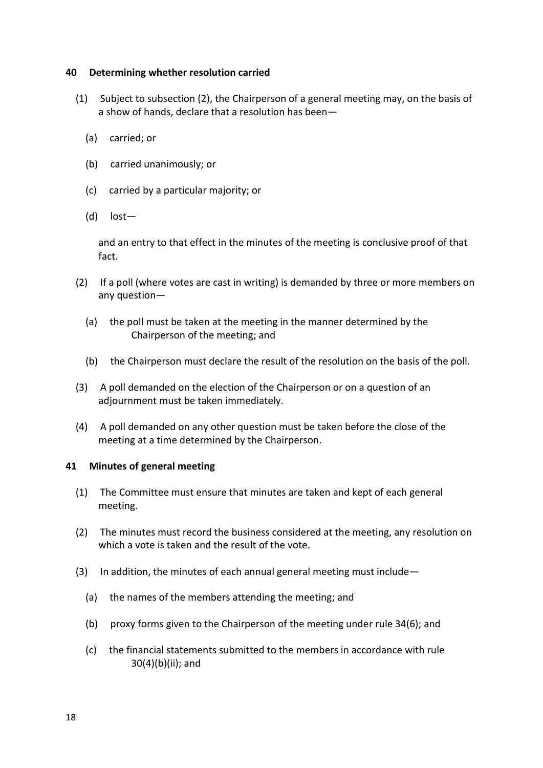### 40 Determining whether resolution carried

(1) Subject to subsection (2), the Chairperson of a general meeting may, on the basis of a show of hands, declare that a resolution has been—

(a) carried; or

(b) carried unanimously; or

(c) carried by a particular majority; or

(d) lost—

and an entry to that effect in the minutes of the meeting is conclusive proof of that fact.

(2) If a poll (where votes are cast in writing) is demanded by three or more members on any question—

(a) the poll must be taken at the meeting in the manner determined by the Chairperson of the meeting; and

(b) the Chairperson must declare the result of the resolution on the basis of the poll.

(3) A poll demanded on the election of the Chairperson or on a question of an adjournment must be taken immediately.

(4) A poll demanded on any other question must be taken before the close of the meeting at a time determined by the Chairperson.

### 41 Minutes of general meeting

(1) The Committee must ensure that minutes are taken and kept of each general meeting.

(2) The minutes must record the business considered at the meeting, any resolution on which a vote is taken and the result of the vote.

(3) In addition, the minutes of each annual general meeting must include—

(a) the names of the members attending the meeting; and

(b) proxy forms given to the Chairperson of the meeting under rule 34(6); and

(c) the financial statements submitted to the members in accordance with rule 30(4)(b)(ii); and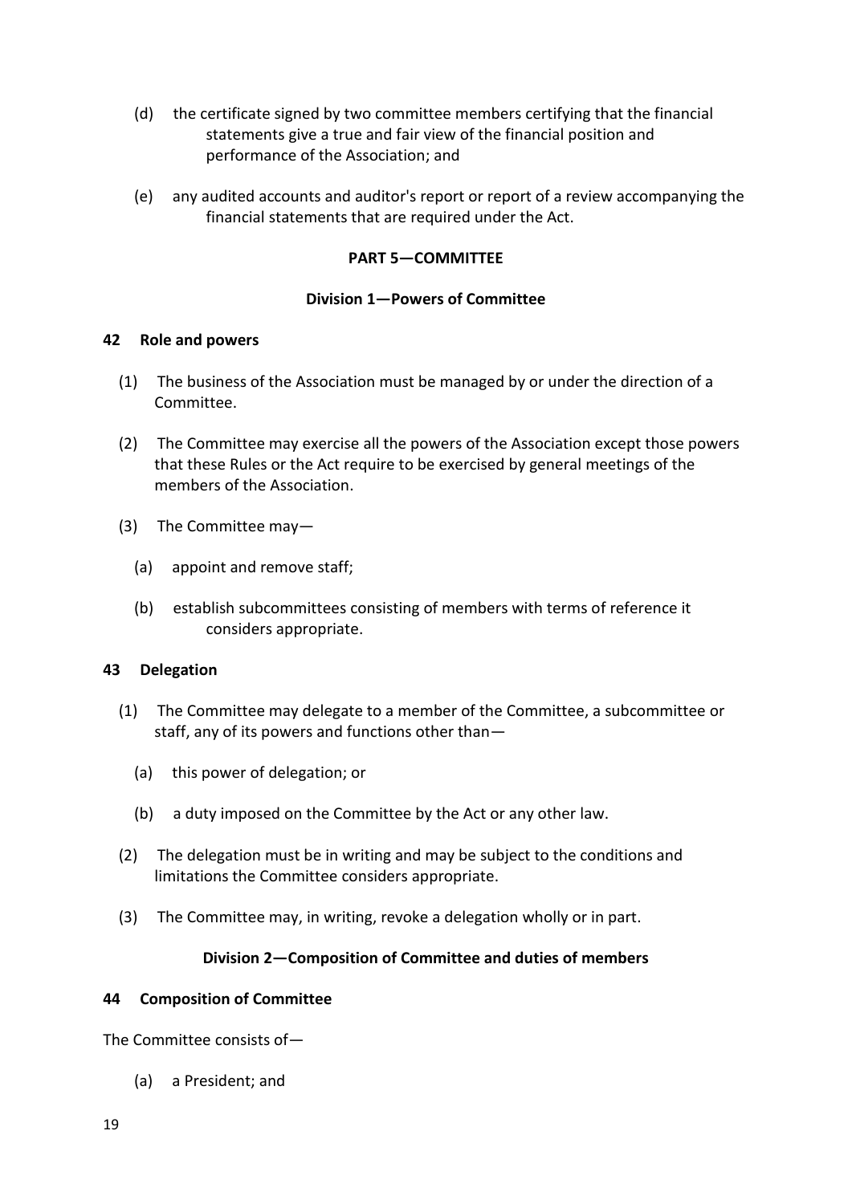(d) the certificate signed by two committee members certifying that the financial statements give a true and fair view of the financial position and performance of the Association; and

(e) any audited accounts and auditor's report or report of a review accompanying the financial statements that are required under the Act.

## PART 5—COMMITTEE

### Division 1—Powers of Committee

#### 42 Role and powers

(1) The business of the Association must be managed by or under the direction of a Committee.

(2) The Committee may exercise all the powers of the Association except those powers that these Rules or the Act require to be exercised by general meetings of the members of the Association.

(3) The Committee may—

(a) appoint and remove staff;

(b) establish subcommittees consisting of members with terms of reference it considers appropriate.

#### 43 Delegation

(1) The Committee may delegate to a member of the Committee, a subcommittee or staff, any of its powers and functions other than—

(a) this power of delegation; or

(b) a duty imposed on the Committee by the Act or any other law.

(2) The delegation must be in writing and may be subject to the conditions and limitations the Committee considers appropriate.

(3) The Committee may, in writing, revoke a delegation wholly or in part.

### Division 2—Composition of Committee and duties of members

#### 44 Composition of Committee

The Committee consists of—

(a) a President; and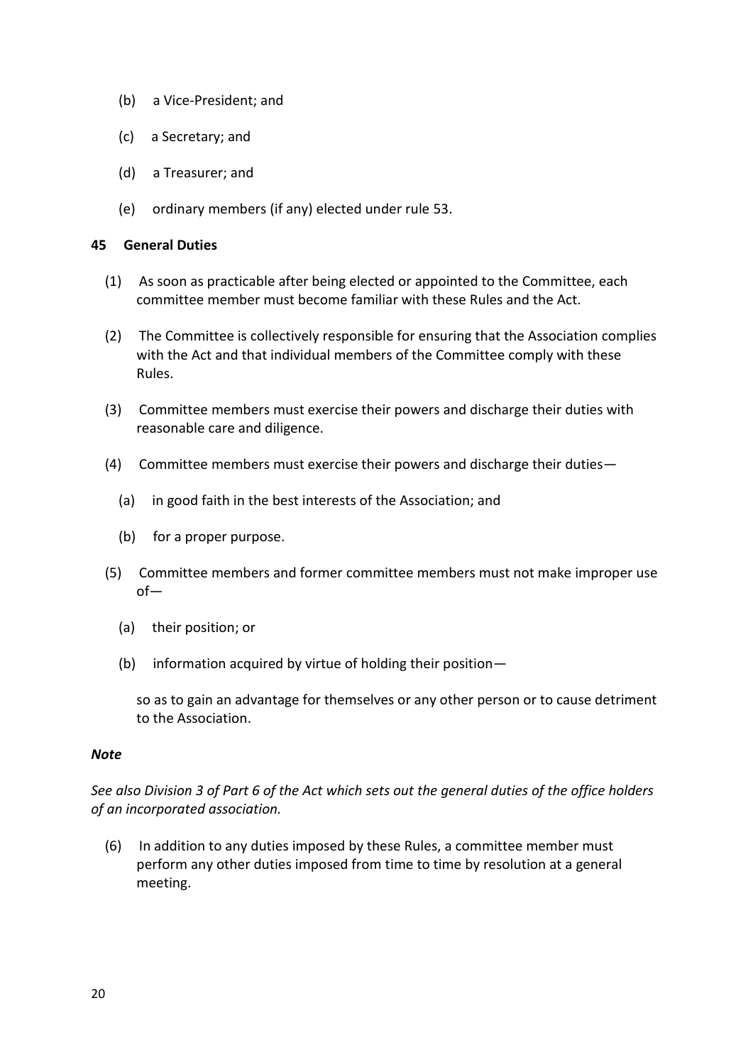(b) a Vice-President; and

(c) a Secretary; and

(d) a Treasurer; and

(e) ordinary members (if any) elected under rule 53.

**45 General Duties**

(1) As soon as practicable after being elected or appointed to the Committee, each committee member must become familiar with these Rules and the Act.

(2) The Committee is collectively responsible for ensuring that the Association complies with the Act and that individual members of the Committee comply with these Rules.

(3) Committee members must exercise their powers and discharge their duties with reasonable care and diligence.

(4) Committee members must exercise their powers and discharge their duties—

(a) in good faith in the best interests of the Association; and

(b) for a proper purpose.

(5) Committee members and former committee members must not make improper use of—

(a) their position; or

(b) information acquired by virtue of holding their position—

so as to gain an advantage for themselves or any other person or to cause detriment to the Association.

***Note***

*See also Division 3 of Part 6 of the Act which sets out the general duties of the office holders of an incorporated association.*

(6) In addition to any duties imposed by these Rules, a committee member must perform any other duties imposed from time to time by resolution at a general meeting.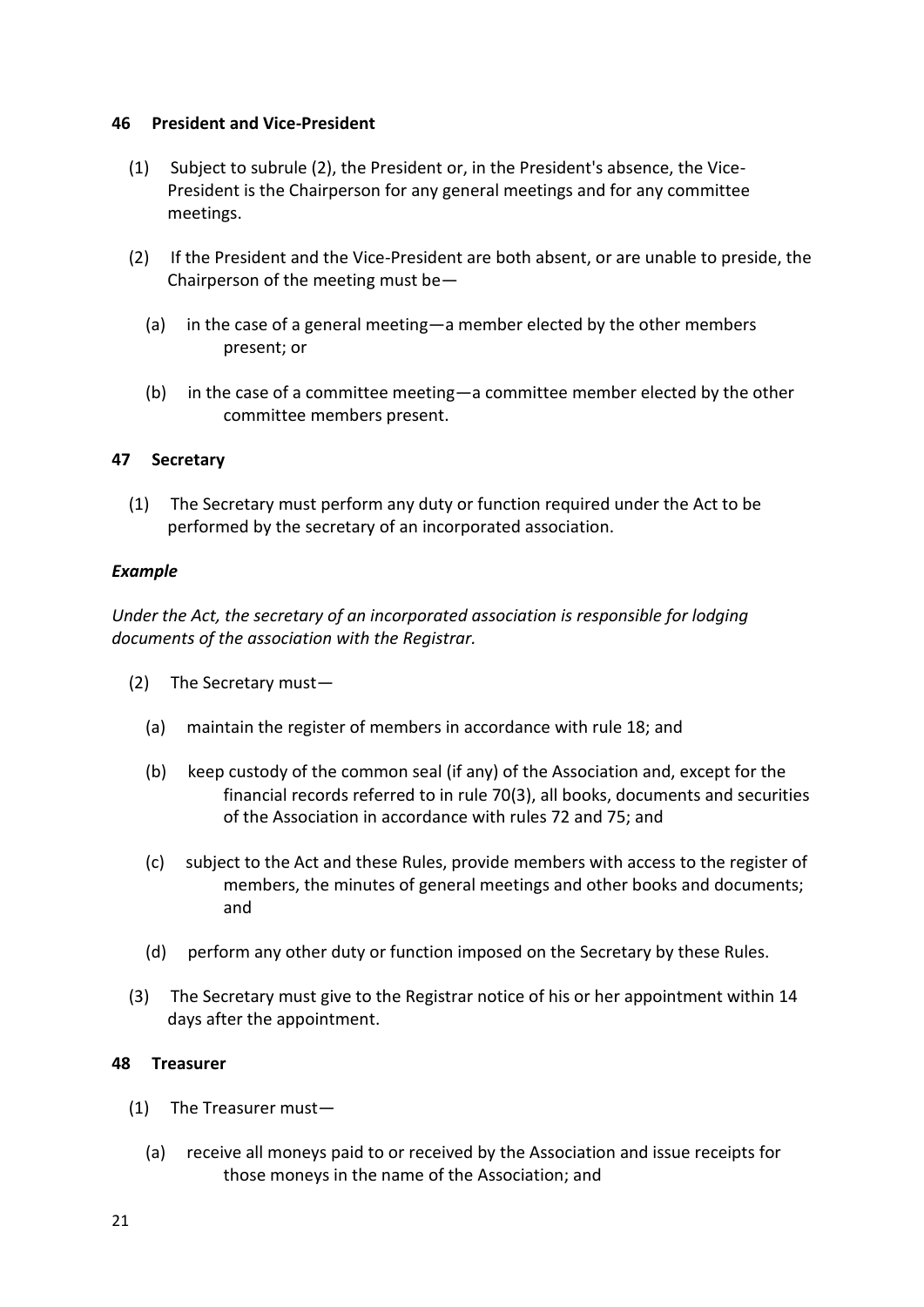### 46 President and Vice-President

(1) Subject to subrule (2), the President or, in the President's absence, the Vice-President is the Chairperson for any general meetings and for any committee meetings.

(2) If the President and the Vice-President are both absent, or are unable to preside, the Chairperson of the meeting must be—

(a) in the case of a general meeting—a member elected by the other members present; or

(b) in the case of a committee meeting—a committee member elected by the other committee members present.

### 47 Secretary

(1) The Secretary must perform any duty or function required under the Act to be performed by the secretary of an incorporated association.

***Example***

*Under the Act, the secretary of an incorporated association is responsible for lodging documents of the association with the Registrar.*

(2) The Secretary must—

(a) maintain the register of members in accordance with rule 18; and

(b) keep custody of the common seal (if any) of the Association and, except for the financial records referred to in rule 70(3), all books, documents and securities of the Association in accordance with rules 72 and 75; and

(c) subject to the Act and these Rules, provide members with access to the register of members, the minutes of general meetings and other books and documents; and

(d) perform any other duty or function imposed on the Secretary by these Rules.

(3) The Secretary must give to the Registrar notice of his or her appointment within 14 days after the appointment.

### 48 Treasurer

(1) The Treasurer must—

(a) receive all moneys paid to or received by the Association and issue receipts for those moneys in the name of the Association; and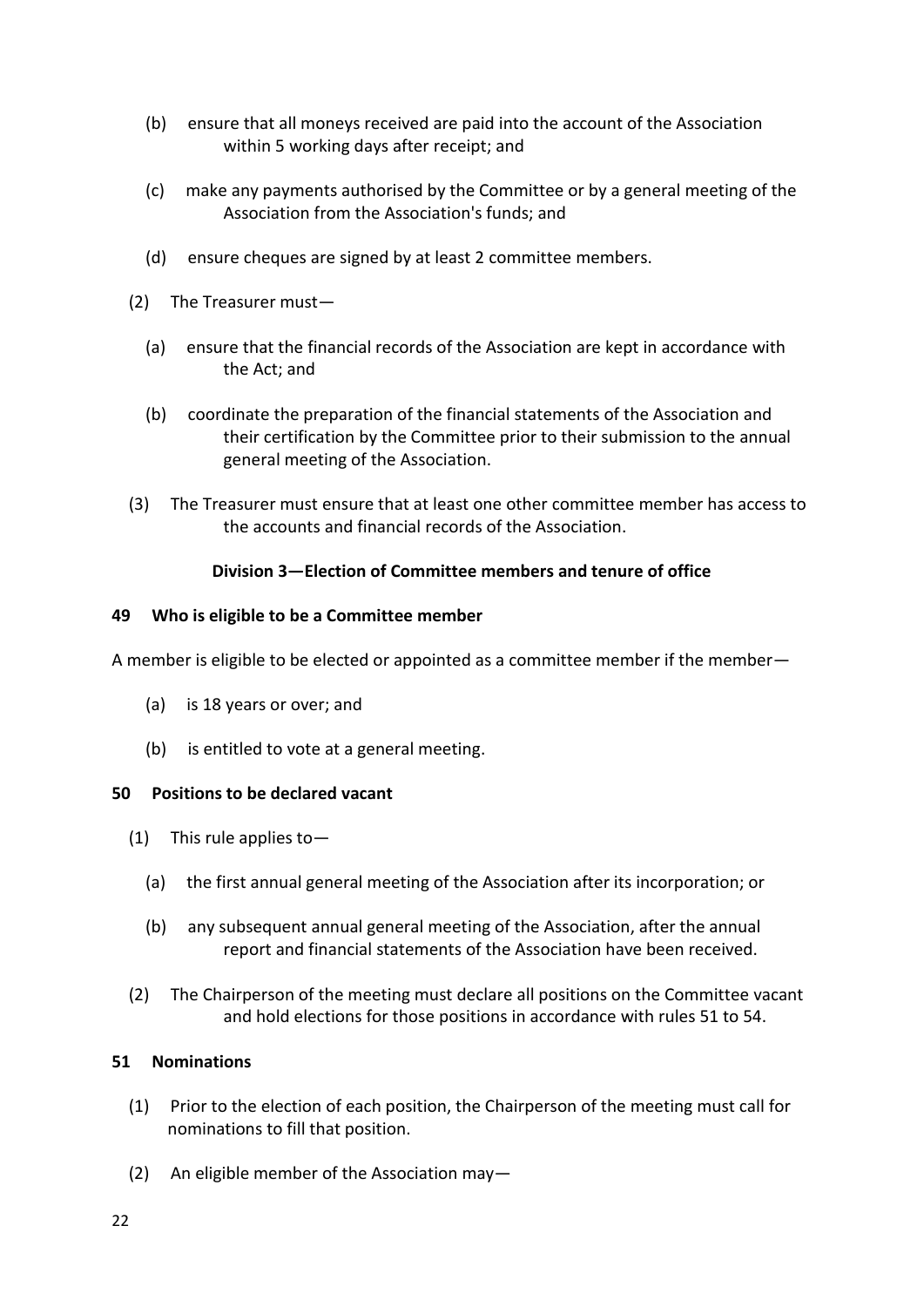(b) ensure that all moneys received are paid into the account of the Association within 5 working days after receipt; and

(c) make any payments authorised by the Committee or by a general meeting of the Association from the Association's funds; and

(d) ensure cheques are signed by at least 2 committee members.

(2) The Treasurer must—

(a) ensure that the financial records of the Association are kept in accordance with the Act; and

(b) coordinate the preparation of the financial statements of the Association and their certification by the Committee prior to their submission to the annual general meeting of the Association.

(3) The Treasurer must ensure that at least one other committee member has access to the accounts and financial records of the Association.

### Division 3—Election of Committee members and tenure of office

#### 49 Who is eligible to be a Committee member

A member is eligible to be elected or appointed as a committee member if the member—

(a) is 18 years or over; and

(b) is entitled to vote at a general meeting.

#### 50 Positions to be declared vacant

(1) This rule applies to—

(a) the first annual general meeting of the Association after its incorporation; or

(b) any subsequent annual general meeting of the Association, after the annual report and financial statements of the Association have been received.

(2) The Chairperson of the meeting must declare all positions on the Committee vacant and hold elections for those positions in accordance with rules 51 to 54.

#### 51 Nominations

(1) Prior to the election of each position, the Chairperson of the meeting must call for nominations to fill that position.

(2) An eligible member of the Association may—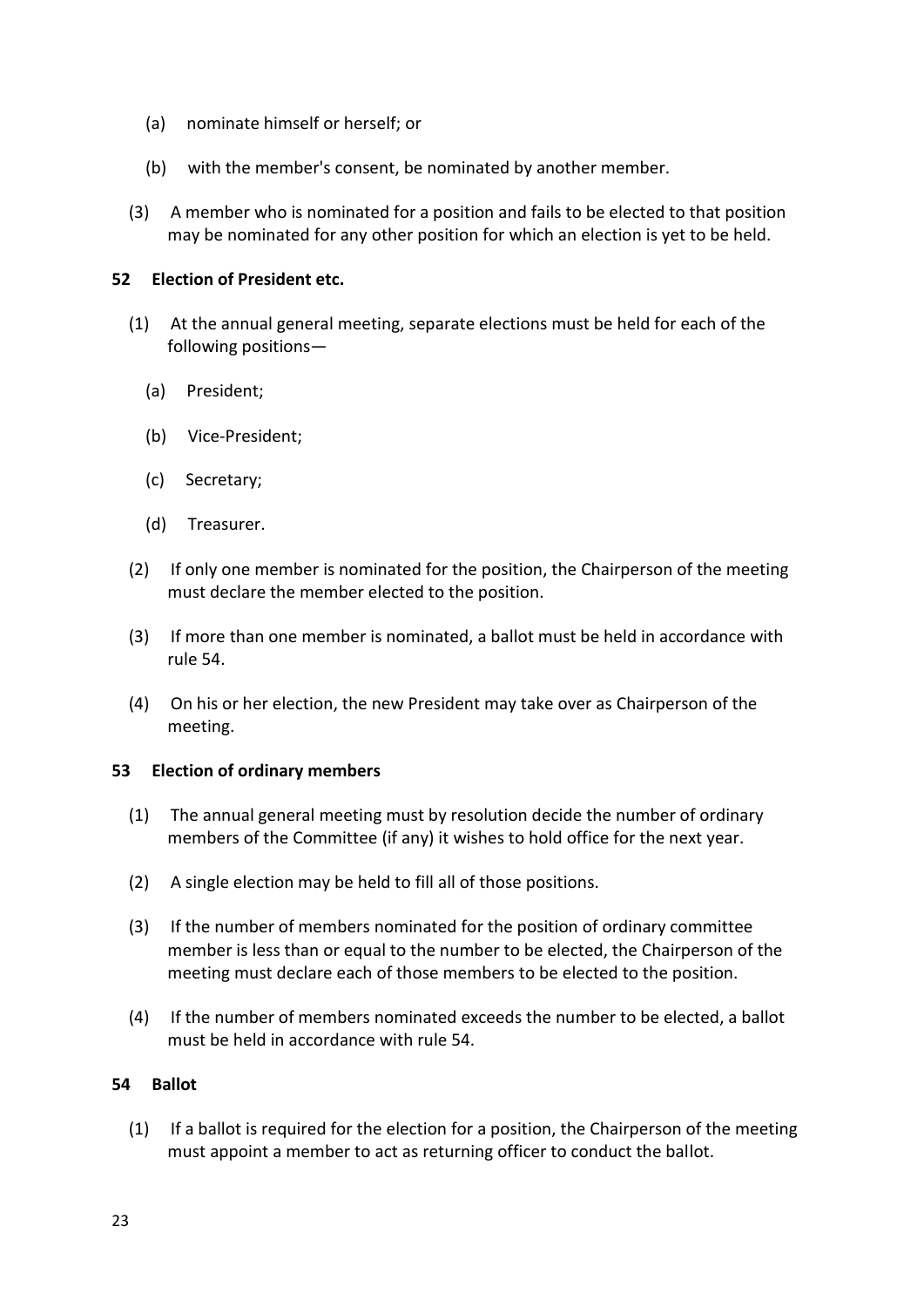(a) nominate himself or herself; or

(b) with the member's consent, be nominated by another member.

(3) A member who is nominated for a position and fails to be elected to that position may be nominated for any other position for which an election is yet to be held.

### 52 Election of President etc.

(1) At the annual general meeting, separate elections must be held for each of the following positions—

(a) President;

(b) Vice-President;

(c) Secretary;

(d) Treasurer.

(2) If only one member is nominated for the position, the Chairperson of the meeting must declare the member elected to the position.

(3) If more than one member is nominated, a ballot must be held in accordance with rule 54.

(4) On his or her election, the new President may take over as Chairperson of the meeting.

### 53 Election of ordinary members

(1) The annual general meeting must by resolution decide the number of ordinary members of the Committee (if any) it wishes to hold office for the next year.

(2) A single election may be held to fill all of those positions.

(3) If the number of members nominated for the position of ordinary committee member is less than or equal to the number to be elected, the Chairperson of the meeting must declare each of those members to be elected to the position.

(4) If the number of members nominated exceeds the number to be elected, a ballot must be held in accordance with rule 54.

### 54 Ballot

(1) If a ballot is required for the election for a position, the Chairperson of the meeting must appoint a member to act as returning officer to conduct the ballot.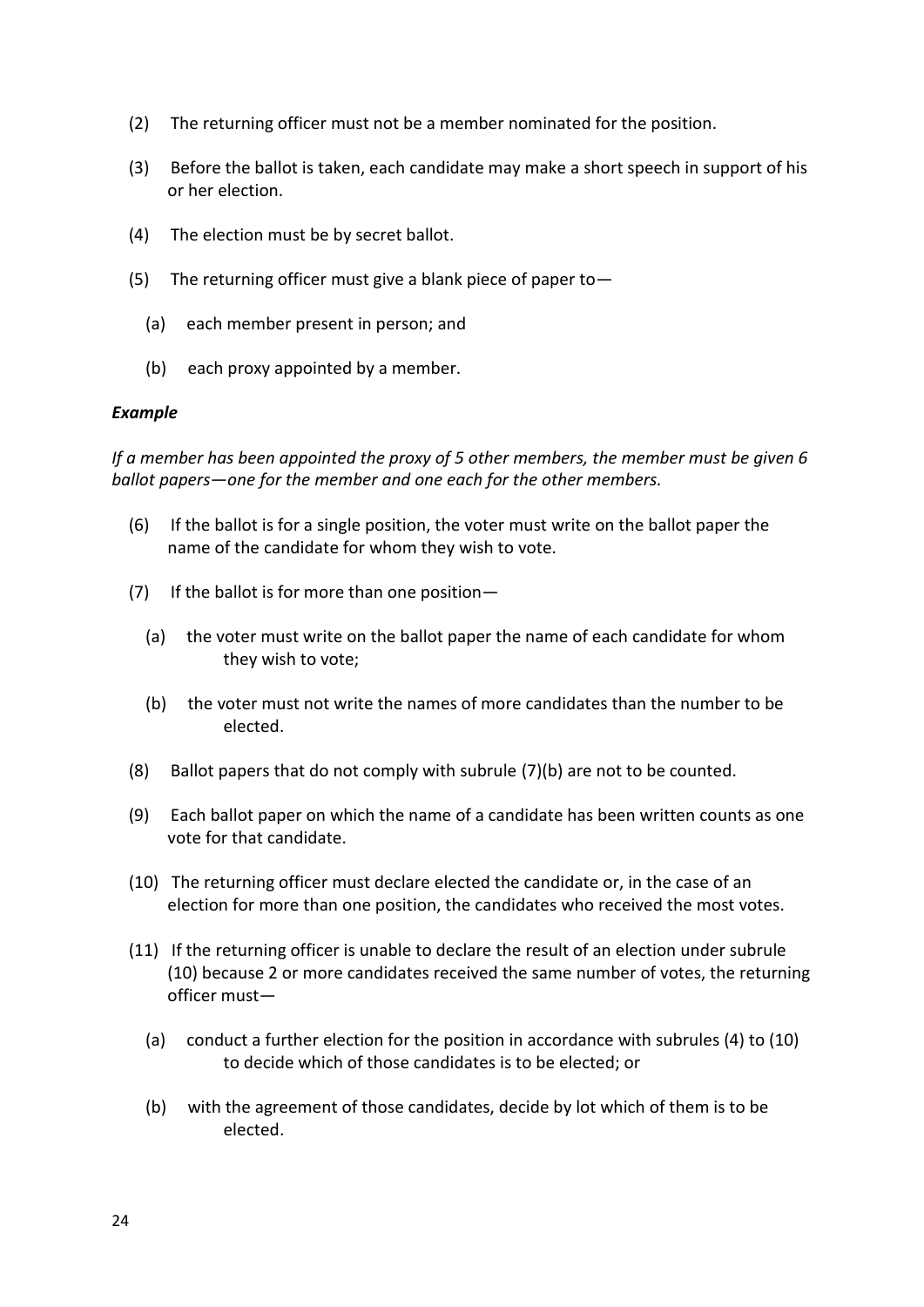(2) The returning officer must not be a member nominated for the position.

(3) Before the ballot is taken, each candidate may make a short speech in support of his or her election.

(4) The election must be by secret ballot.

(5) The returning officer must give a blank piece of paper to—

  (a) each member present in person; and

  (b) each proxy appointed by a member.

***Example***

*If a member has been appointed the proxy of 5 other members, the member must be given 6 ballot papers—one for the member and one each for the other members.*

(6) If the ballot is for a single position, the voter must write on the ballot paper the name of the candidate for whom they wish to vote.

(7) If the ballot is for more than one position—

  (a) the voter must write on the ballot paper the name of each candidate for whom they wish to vote;

  (b) the voter must not write the names of more candidates than the number to be elected.

(8) Ballot papers that do not comply with subrule (7)(b) are not to be counted.

(9) Each ballot paper on which the name of a candidate has been written counts as one vote for that candidate.

(10) The returning officer must declare elected the candidate or, in the case of an election for more than one position, the candidates who received the most votes.

(11) If the returning officer is unable to declare the result of an election under subrule (10) because 2 or more candidates received the same number of votes, the returning officer must—

  (a) conduct a further election for the position in accordance with subrules (4) to (10) to decide which of those candidates is to be elected; or

  (b) with the agreement of those candidates, decide by lot which of them is to be elected.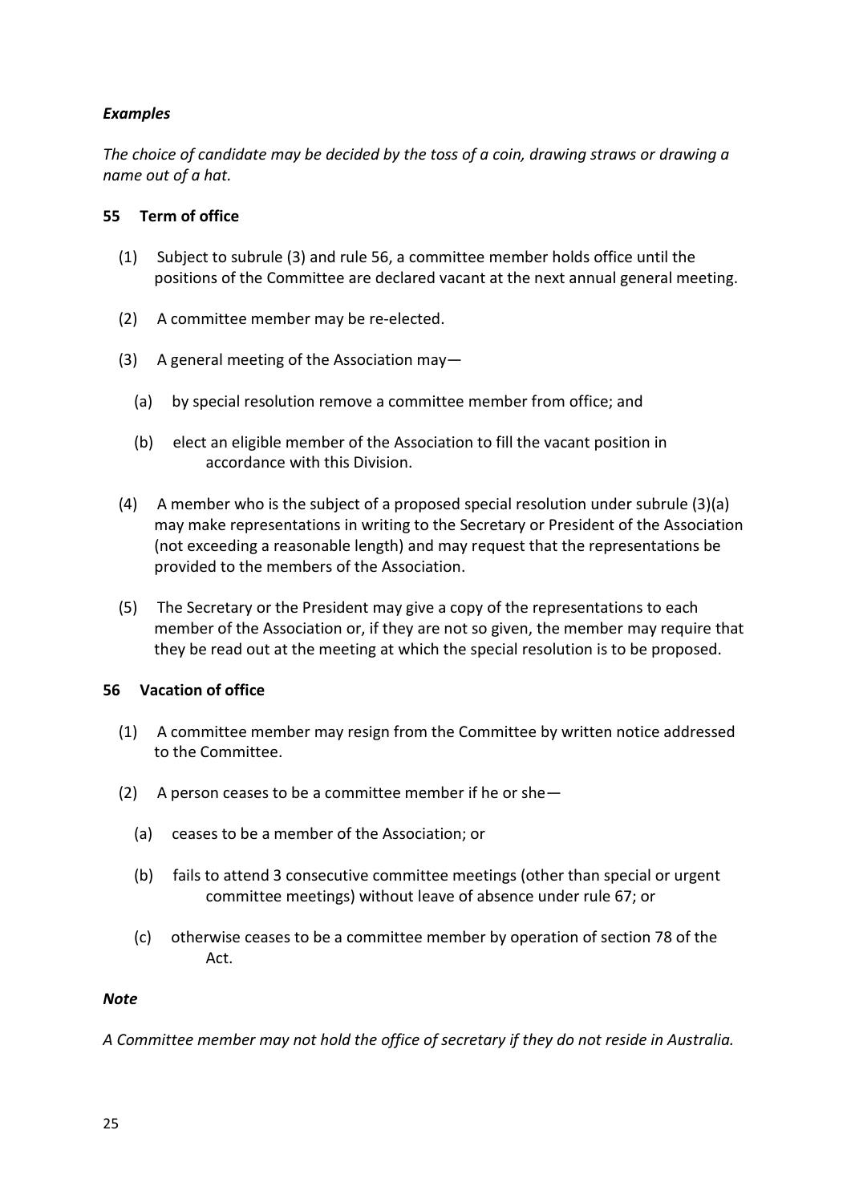***Examples***

*The choice of candidate may be decided by the toss of a coin, drawing straws or drawing a name out of a hat.*

**55 Term of office**

(1) Subject to subrule (3) and rule 56, a committee member holds office until the positions of the Committee are declared vacant at the next annual general meeting.

(2) A committee member may be re-elected.

(3) A general meeting of the Association may—

  (a) by special resolution remove a committee member from office; and

  (b) elect an eligible member of the Association to fill the vacant position in accordance with this Division.

(4) A member who is the subject of a proposed special resolution under subrule (3)(a) may make representations in writing to the Secretary or President of the Association (not exceeding a reasonable length) and may request that the representations be provided to the members of the Association.

(5) The Secretary or the President may give a copy of the representations to each member of the Association or, if they are not so given, the member may require that they be read out at the meeting at which the special resolution is to be proposed.

**56 Vacation of office**

(1) A committee member may resign from the Committee by written notice addressed to the Committee.

(2) A person ceases to be a committee member if he or she—

  (a) ceases to be a member of the Association; or

  (b) fails to attend 3 consecutive committee meetings (other than special or urgent committee meetings) without leave of absence under rule 67; or

  (c) otherwise ceases to be a committee member by operation of section 78 of the Act.

***Note***

*A Committee member may not hold the office of secretary if they do not reside in Australia.*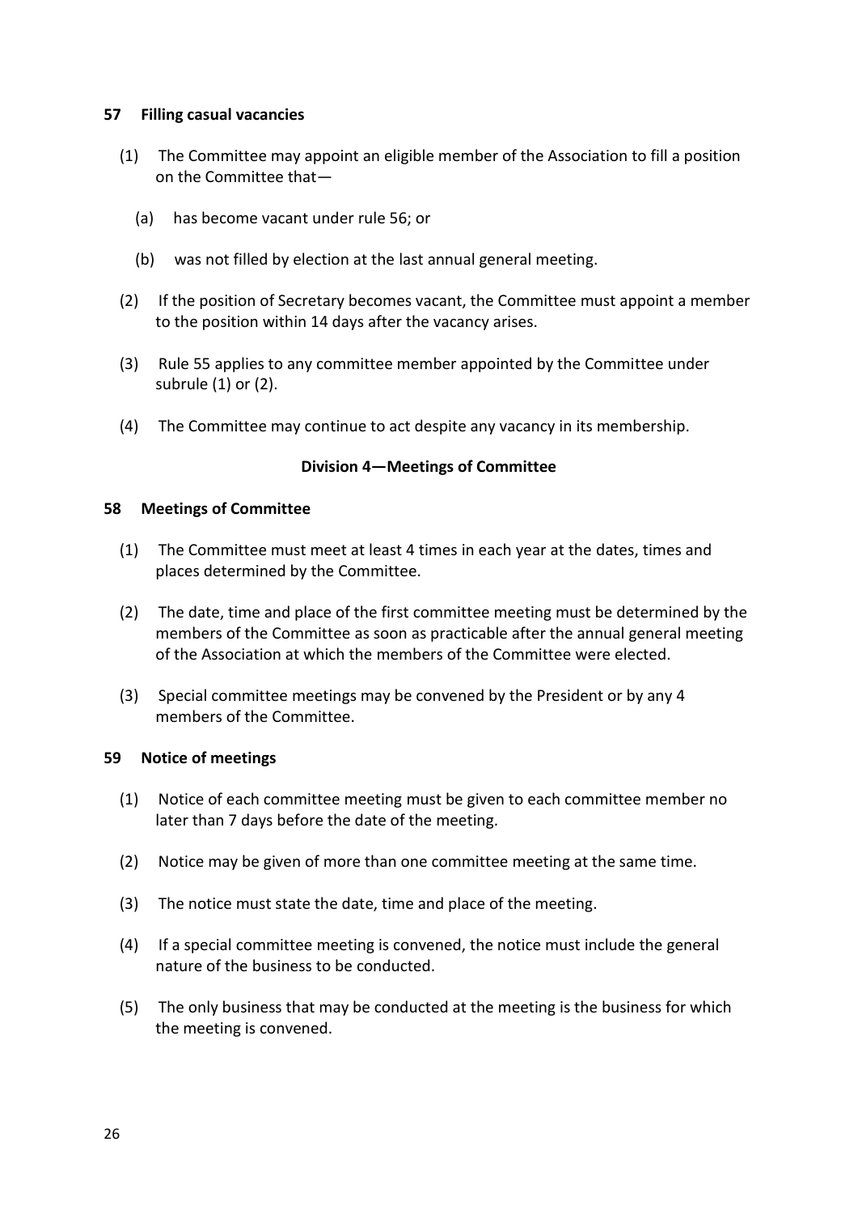**57 Filling casual vacancies**

(1) The Committee may appoint an eligible member of the Association to fill a position on the Committee that—

(a) has become vacant under rule 56; or

(b) was not filled by election at the last annual general meeting.

(2) If the position of Secretary becomes vacant, the Committee must appoint a member to the position within 14 days after the vacancy arises.

(3) Rule 55 applies to any committee member appointed by the Committee under subrule (1) or (2).

(4) The Committee may continue to act despite any vacancy in its membership.

### Division 4—Meetings of Committee

**58 Meetings of Committee**

(1) The Committee must meet at least 4 times in each year at the dates, times and places determined by the Committee.

(2) The date, time and place of the first committee meeting must be determined by the members of the Committee as soon as practicable after the annual general meeting of the Association at which the members of the Committee were elected.

(3) Special committee meetings may be convened by the President or by any 4 members of the Committee.

**59 Notice of meetings**

(1) Notice of each committee meeting must be given to each committee member no later than 7 days before the date of the meeting.

(2) Notice may be given of more than one committee meeting at the same time.

(3) The notice must state the date, time and place of the meeting.

(4) If a special committee meeting is convened, the notice must include the general nature of the business to be conducted.

(5) The only business that may be conducted at the meeting is the business for which the meeting is convened.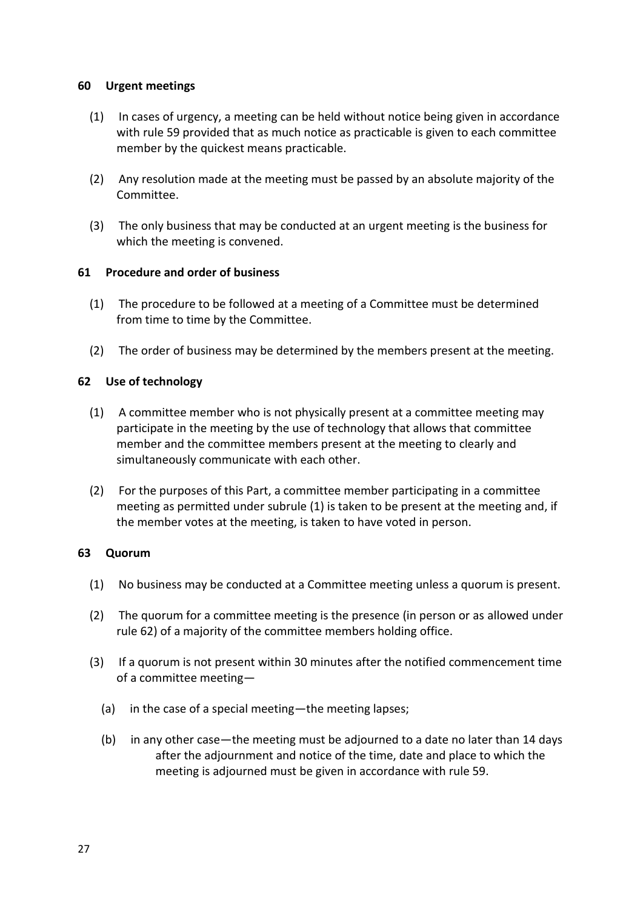### 60 Urgent meetings

(1) In cases of urgency, a meeting can be held without notice being given in accordance with rule 59 provided that as much notice as practicable is given to each committee member by the quickest means practicable.

(2) Any resolution made at the meeting must be passed by an absolute majority of the Committee.

(3) The only business that may be conducted at an urgent meeting is the business for which the meeting is convened.

### 61 Procedure and order of business

(1) The procedure to be followed at a meeting of a Committee must be determined from time to time by the Committee.

(2) The order of business may be determined by the members present at the meeting.

### 62 Use of technology

(1) A committee member who is not physically present at a committee meeting may participate in the meeting by the use of technology that allows that committee member and the committee members present at the meeting to clearly and simultaneously communicate with each other.

(2) For the purposes of this Part, a committee member participating in a committee meeting as permitted under subrule (1) is taken to be present at the meeting and, if the member votes at the meeting, is taken to have voted in person.

### 63 Quorum

(1) No business may be conducted at a Committee meeting unless a quorum is present.

(2) The quorum for a committee meeting is the presence (in person or as allowed under rule 62) of a majority of the committee members holding office.

(3) If a quorum is not present within 30 minutes after the notified commencement time of a committee meeting—

(a) in the case of a special meeting—the meeting lapses;

(b) in any other case—the meeting must be adjourned to a date no later than 14 days after the adjournment and notice of the time, date and place to which the meeting is adjourned must be given in accordance with rule 59.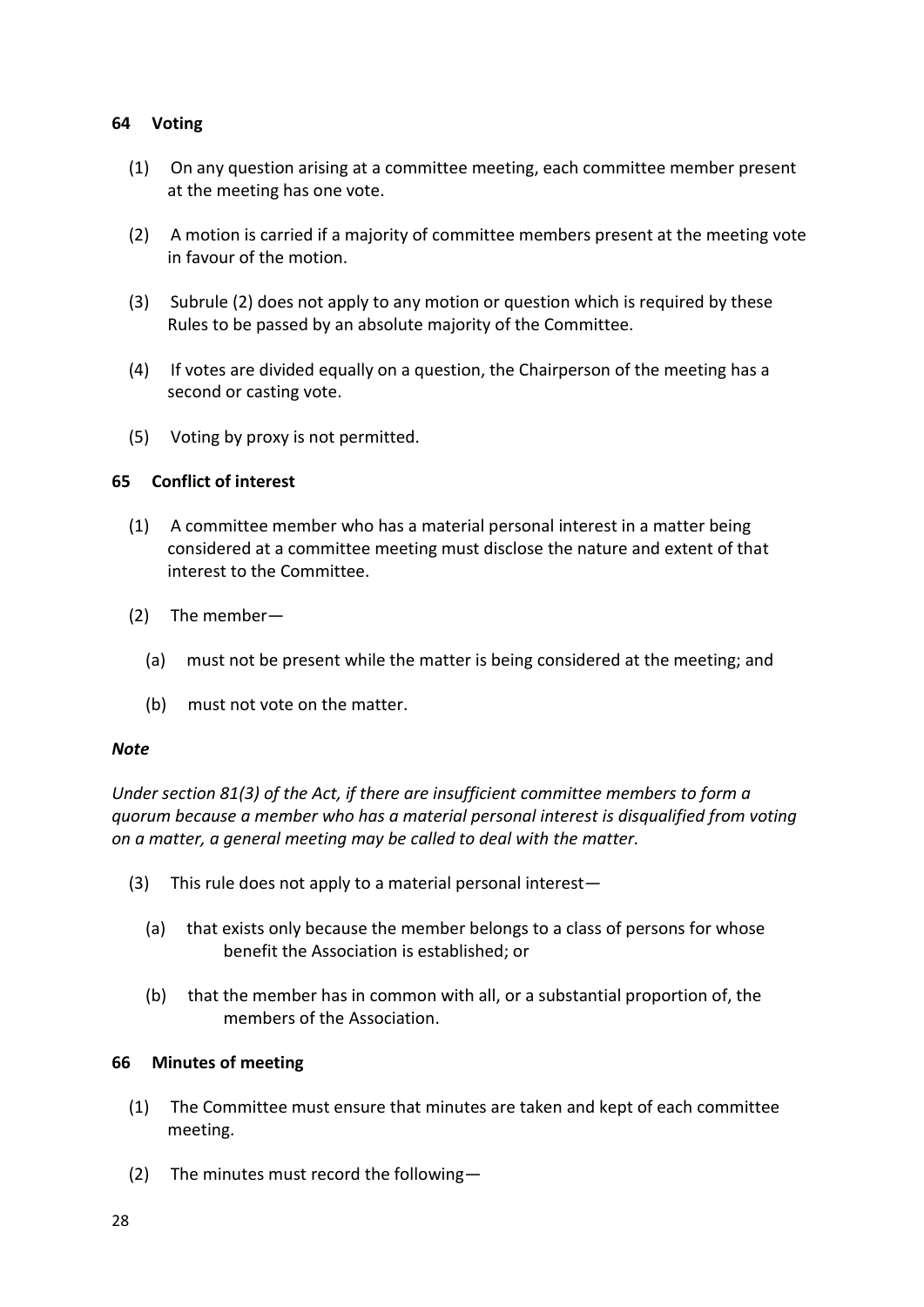### 64 Voting

(1) On any question arising at a committee meeting, each committee member present at the meeting has one vote.

(2) A motion is carried if a majority of committee members present at the meeting vote in favour of the motion.

(3) Subrule (2) does not apply to any motion or question which is required by these Rules to be passed by an absolute majority of the Committee.

(4) If votes are divided equally on a question, the Chairperson of the meeting has a second or casting vote.

(5) Voting by proxy is not permitted.

### 65 Conflict of interest

(1) A committee member who has a material personal interest in a matter being considered at a committee meeting must disclose the nature and extent of that interest to the Committee.

(2) The member—

(a) must not be present while the matter is being considered at the meeting; and

(b) must not vote on the matter.

***Note***

*Under section 81(3) of the Act, if there are insufficient committee members to form a quorum because a member who has a material personal interest is disqualified from voting on a matter, a general meeting may be called to deal with the matter.*

(3) This rule does not apply to a material personal interest—

(a) that exists only because the member belongs to a class of persons for whose benefit the Association is established; or

(b) that the member has in common with all, or a substantial proportion of, the members of the Association.

### 66 Minutes of meeting

(1) The Committee must ensure that minutes are taken and kept of each committee meeting.

(2) The minutes must record the following—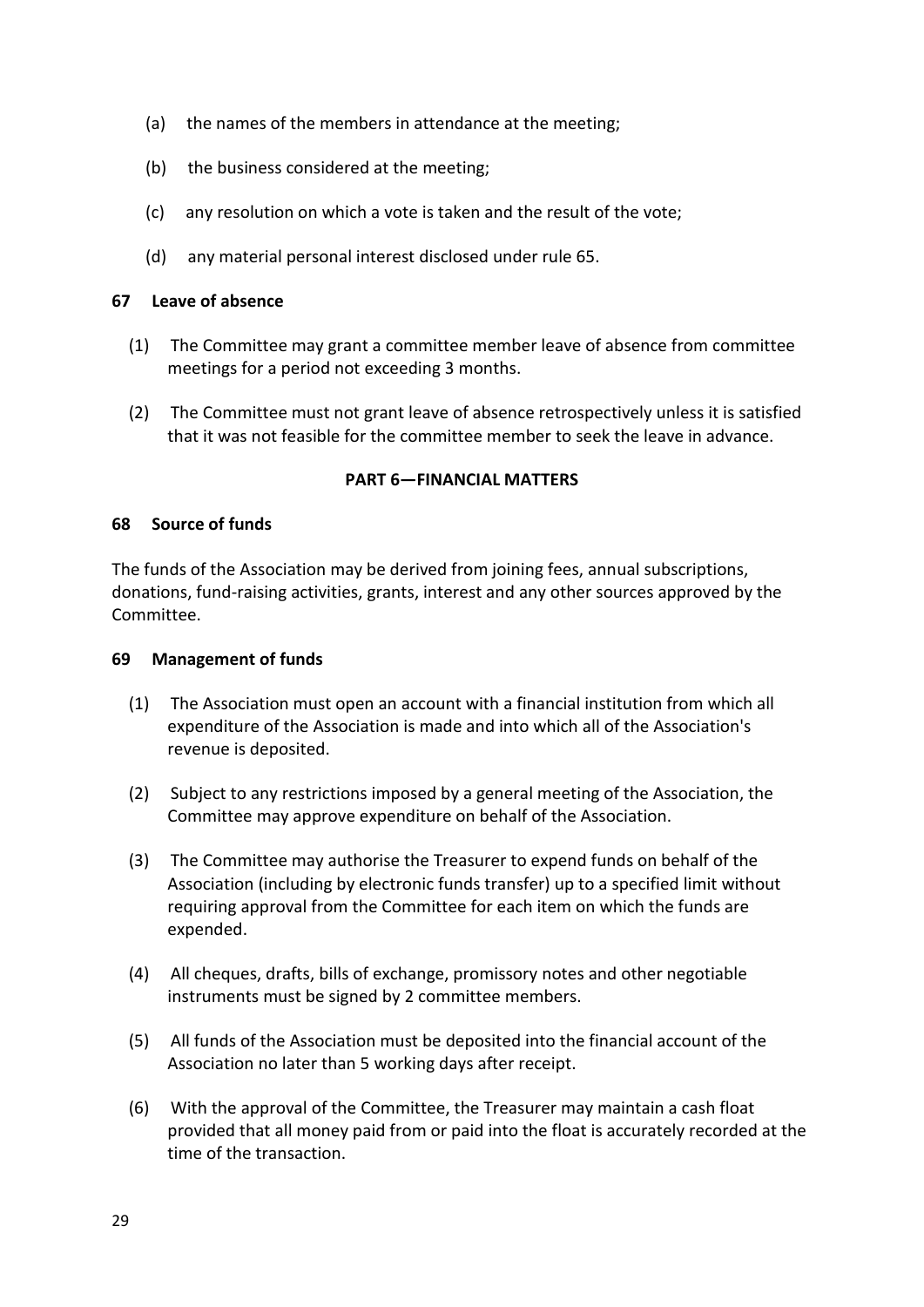(a) the names of the members in attendance at the meeting;

(b) the business considered at the meeting;

(c) any resolution on which a vote is taken and the result of the vote;

(d) any material personal interest disclosed under rule 65.

**67 Leave of absence**

(1) The Committee may grant a committee member leave of absence from committee meetings for a period not exceeding 3 months.

(2) The Committee must not grant leave of absence retrospectively unless it is satisfied that it was not feasible for the committee member to seek the leave in advance.

**PART 6—FINANCIAL MATTERS**

**68 Source of funds**

The funds of the Association may be derived from joining fees, annual subscriptions, donations, fund-raising activities, grants, interest and any other sources approved by the Committee.

**69 Management of funds**

(1) The Association must open an account with a financial institution from which all expenditure of the Association is made and into which all of the Association's revenue is deposited.

(2) Subject to any restrictions imposed by a general meeting of the Association, the Committee may approve expenditure on behalf of the Association.

(3) The Committee may authorise the Treasurer to expend funds on behalf of the Association (including by electronic funds transfer) up to a specified limit without requiring approval from the Committee for each item on which the funds are expended.

(4) All cheques, drafts, bills of exchange, promissory notes and other negotiable instruments must be signed by 2 committee members.

(5) All funds of the Association must be deposited into the financial account of the Association no later than 5 working days after receipt.

(6) With the approval of the Committee, the Treasurer may maintain a cash float provided that all money paid from or paid into the float is accurately recorded at the time of the transaction.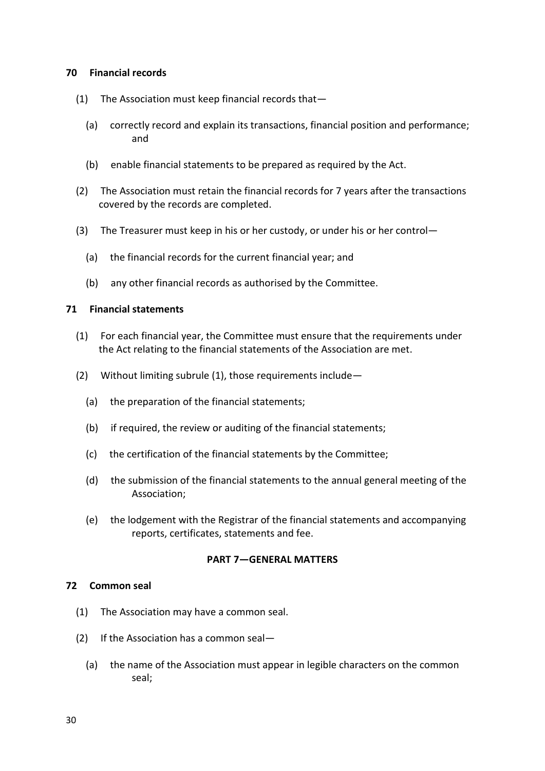### 70 Financial records

(1) The Association must keep financial records that—

(a) correctly record and explain its transactions, financial position and performance; and

(b) enable financial statements to be prepared as required by the Act.

(2) The Association must retain the financial records for 7 years after the transactions covered by the records are completed.

(3) The Treasurer must keep in his or her custody, or under his or her control—

(a) the financial records for the current financial year; and

(b) any other financial records as authorised by the Committee.

### 71 Financial statements

(1) For each financial year, the Committee must ensure that the requirements under the Act relating to the financial statements of the Association are met.

(2) Without limiting subrule (1), those requirements include—

(a) the preparation of the financial statements;

(b) if required, the review or auditing of the financial statements;

(c) the certification of the financial statements by the Committee;

(d) the submission of the financial statements to the annual general meeting of the Association;

(e) the lodgement with the Registrar of the financial statements and accompanying reports, certificates, statements and fee.

## PART 7—GENERAL MATTERS

### 72 Common seal

(1) The Association may have a common seal.

(2) If the Association has a common seal—

(a) the name of the Association must appear in legible characters on the common seal;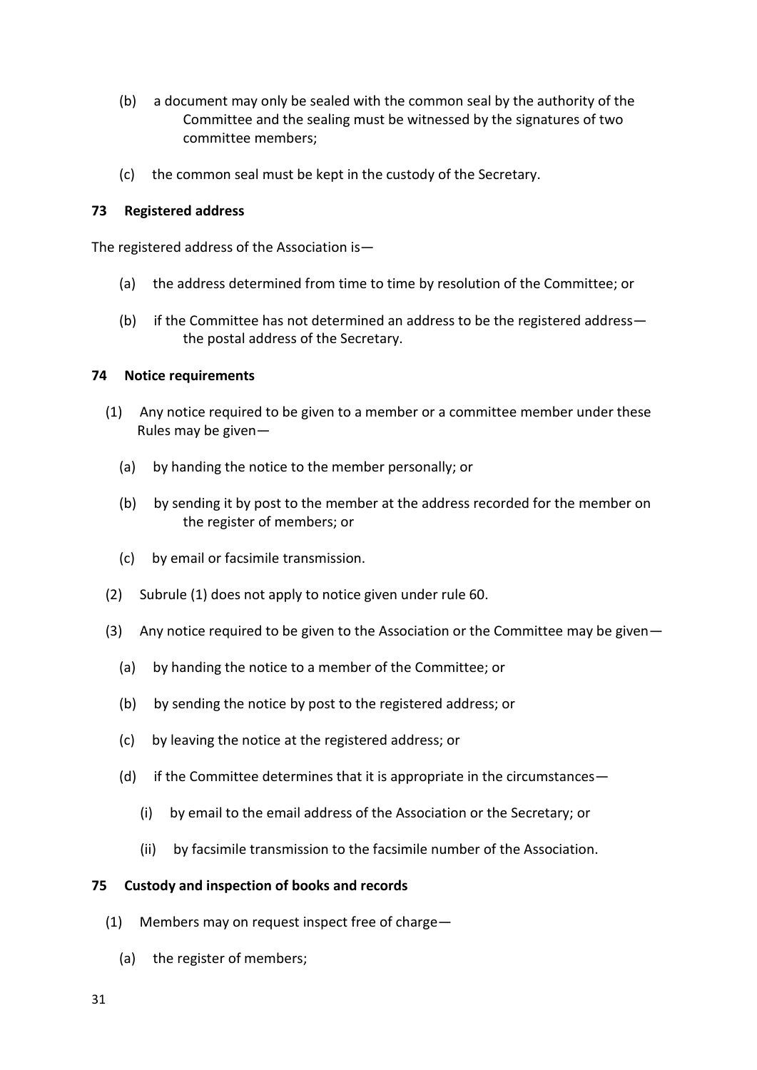(b) a document may only be sealed with the common seal by the authority of the Committee and the sealing must be witnessed by the signatures of two committee members;

(c) the common seal must be kept in the custody of the Secretary.

### 73 Registered address

The registered address of the Association is—

(a) the address determined from time to time by resolution of the Committee; or

(b) if the Committee has not determined an address to be the registered address—the postal address of the Secretary.

### 74 Notice requirements

(1) Any notice required to be given to a member or a committee member under these Rules may be given—

(a) by handing the notice to the member personally; or

(b) by sending it by post to the member at the address recorded for the member on the register of members; or

(c) by email or facsimile transmission.

(2) Subrule (1) does not apply to notice given under rule 60.

(3) Any notice required to be given to the Association or the Committee may be given—

(a) by handing the notice to a member of the Committee; or

(b) by sending the notice by post to the registered address; or

(c) by leaving the notice at the registered address; or

(d) if the Committee determines that it is appropriate in the circumstances—

(i) by email to the email address of the Association or the Secretary; or

(ii) by facsimile transmission to the facsimile number of the Association.

### 75 Custody and inspection of books and records

(1) Members may on request inspect free of charge—

(a) the register of members;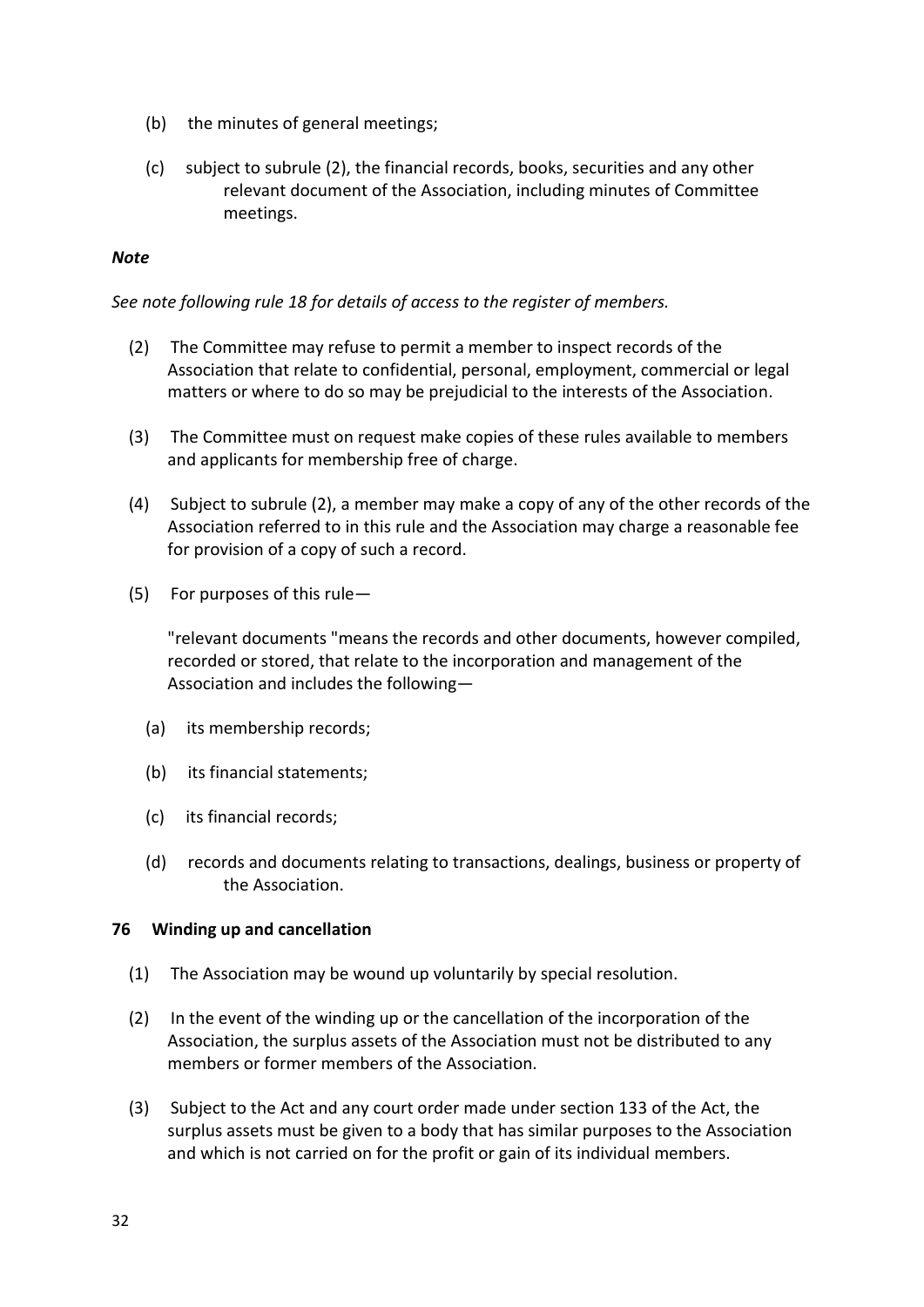(b) the minutes of general meetings;

(c) subject to subrule (2), the financial records, books, securities and any other relevant document of the Association, including minutes of Committee meetings.

***Note***

*See note following rule 18 for details of access to the register of members.*

(2) The Committee may refuse to permit a member to inspect records of the Association that relate to confidential, personal, employment, commercial or legal matters or where to do so may be prejudicial to the interests of the Association.

(3) The Committee must on request make copies of these rules available to members and applicants for membership free of charge.

(4) Subject to subrule (2), a member may make a copy of any of the other records of the Association referred to in this rule and the Association may charge a reasonable fee for provision of a copy of such a record.

(5) For purposes of this rule—

"relevant documents "means the records and other documents, however compiled, recorded or stored, that relate to the incorporation and management of the Association and includes the following—

(a) its membership records;

(b) its financial statements;

(c) its financial records;

(d) records and documents relating to transactions, dealings, business or property of the Association.

**76 Winding up and cancellation**

(1) The Association may be wound up voluntarily by special resolution.

(2) In the event of the winding up or the cancellation of the incorporation of the Association, the surplus assets of the Association must not be distributed to any members or former members of the Association.

(3) Subject to the Act and any court order made under section 133 of the Act, the surplus assets must be given to a body that has similar purposes to the Association and which is not carried on for the profit or gain of its individual members.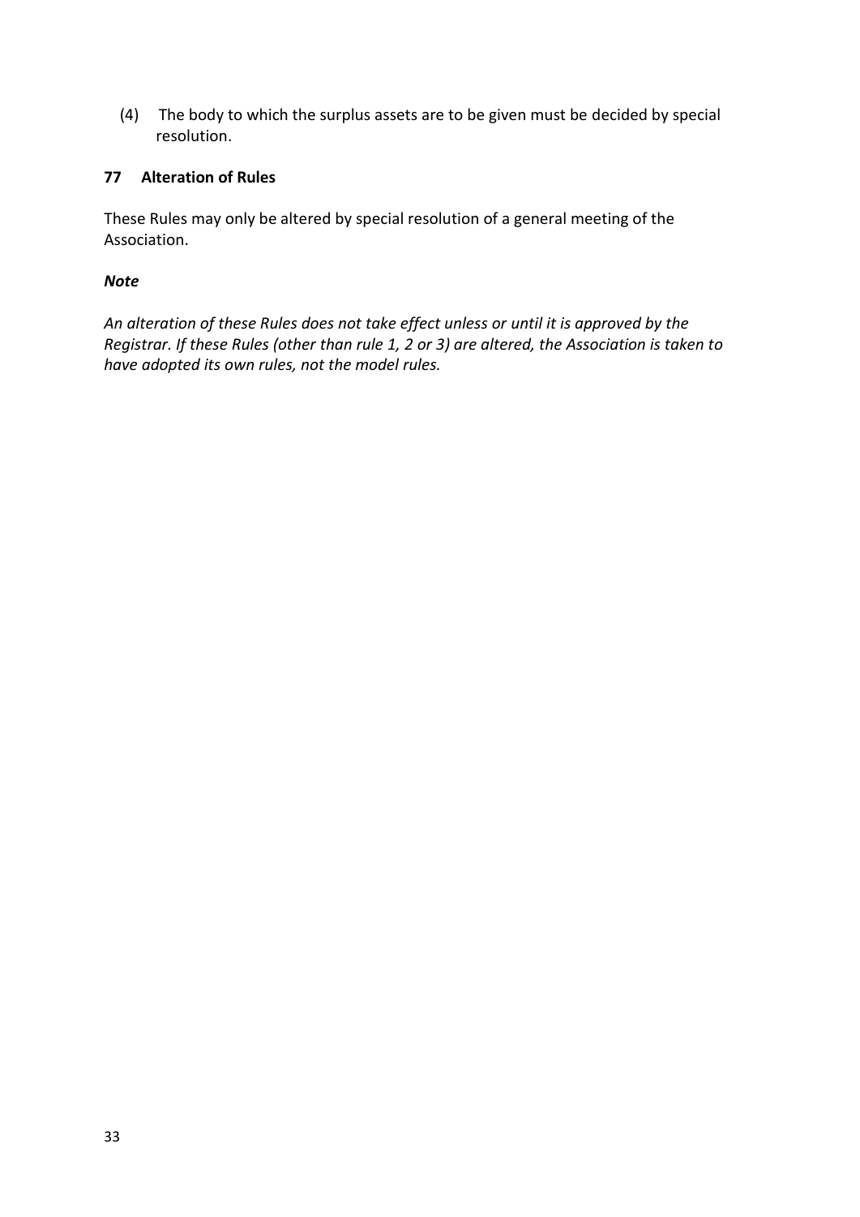(4) The body to which the surplus assets are to be given must be decided by special resolution.

## 77 Alteration of Rules

These Rules may only be altered by special resolution of a general meeting of the Association.

***Note***

*An alteration of these Rules does not take effect unless or until it is approved by the Registrar. If these Rules (other than rule 1, 2 or 3) are altered, the Association is taken to have adopted its own rules, not the model rules.*